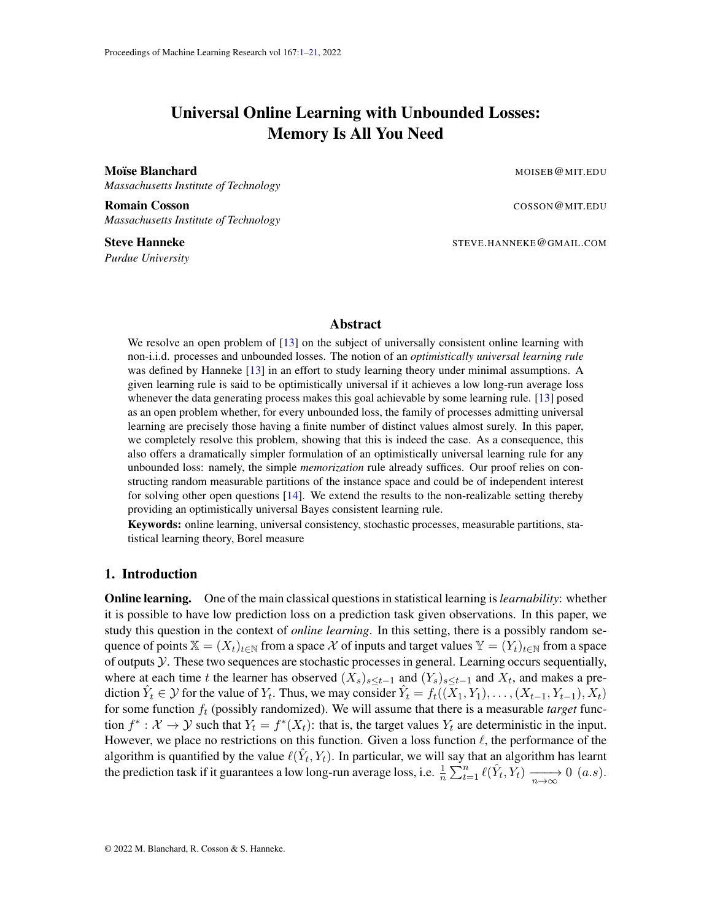# Universal Online Learning with Unbounded Losses: Memory Is All You Need

**Moïse Blanchard** MOISEB@MIT.EDU
*Massachusetts Institute of Technology*

**Romain Cosson** COSSON@MIT.EDU
*Massachusetts Institute of Technology*

**Steve Hanneke** STEVE.HANNEKE@GMAIL.COM
*Purdue University*

## Abstract

We resolve an open problem of [13] on the subject of universally consistent online learning with non-i.i.d. processes and unbounded losses. The notion of an *optimistically universal learning rule* was defined by Hanneke [13] in an effort to study learning theory under minimal assumptions. A given learning rule is said to be optimistically universal if it achieves a low long-run average loss whenever the data generating process makes this goal achievable by some learning rule. [13] posed as an open problem whether, for every unbounded loss, the family of processes admitting universal learning are precisely those having a finite number of distinct values almost surely. In this paper, we completely resolve this problem, showing that this is indeed the case. As a consequence, this also offers a dramatically simpler formulation of an optimistically universal learning rule for any unbounded loss: namely, the simple *memorization* rule already suffices. Our proof relies on constructing random measurable partitions of the instance space and could be of independent interest for solving other open questions [14]. We extend the results to the non-realizable setting thereby providing an optimistically universal Bayes consistent learning rule.

**Keywords:** online learning, universal consistency, stochastic processes, measurable partitions, statistical learning theory, Borel measure

## 1. Introduction

**Online learning.** One of the main classical questions in statistical learning is *learnability*: whether it is possible to have low prediction loss on a prediction task given observations. In this paper, we study this question in the context of *online learning*. In this setting, there is a possibly random sequence of points $\mathbb{X} = (X_t)_{t\in\mathbb{N}}$ from a space $\mathcal{X}$ of inputs and target values $\mathbb{Y} = (Y_t)_{t\in\mathbb{N}}$ from a space of outputs $\mathcal{Y}$. These two sequences are stochastic processes in general. Learning occurs sequentially, where at each time $t$ the learner has observed $(X_s)_{s\leq t-1}$ and $(Y_s)_{s\leq t-1}$ and $X_t$, and makes a prediction $\hat{Y}_t \in \mathcal{Y}$ for the value of $Y_t$. Thus, we may consider $\hat{Y}_t = f_t((X_1, Y_1), \ldots, (X_{t-1}, Y_{t-1}), X_t)$ for some function $f_t$ (possibly randomized). We will assume that there is a measurable *target* function $f^* : \mathcal{X} \to \mathcal{Y}$ such that $Y_t = f^*(X_t)$: that is, the target values $Y_t$ are deterministic in the input. However, we place no restrictions on this function. Given a loss function $\ell$, the performance of the algorithm is quantified by the value $\ell(\hat{Y}_t, Y_t)$. In particular, we will say that an algorithm has learnt the prediction task if it guarantees a low long-run average loss, i.e. $\frac{1}{n}\sum_{t=1}^{n} \ell(\hat{Y}_t, Y_t) \xrightarrow[n\to\infty]{} 0 \ (a.s.)$.

© 2022 M. Blanchard, R. Cosson & S. Hanneke.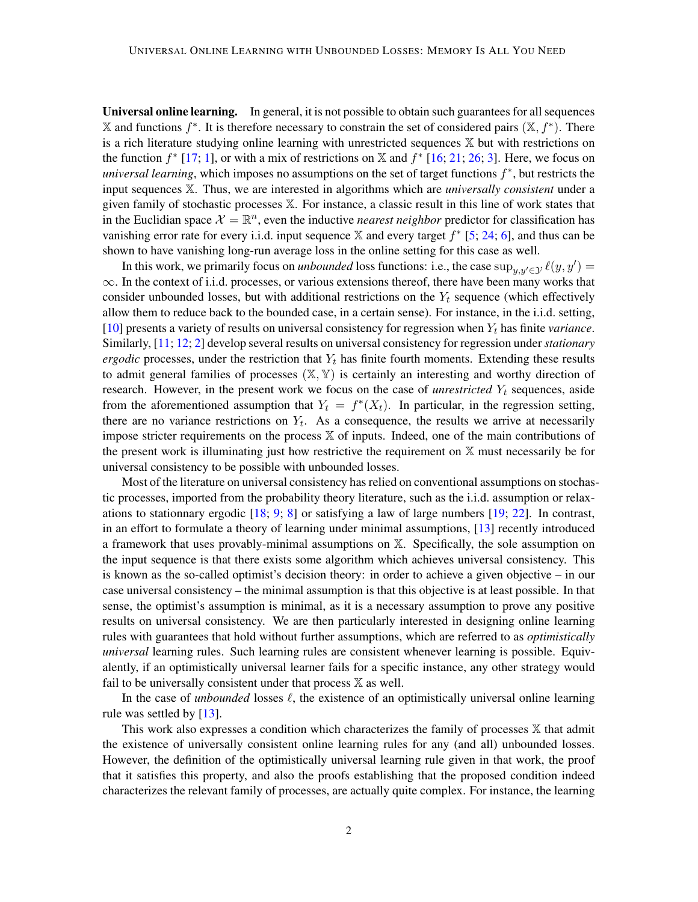**Universal online learning.** In general, it is not possible to obtain such guarantees for all sequences $\mathbb{X}$ and functions $f^*$. It is therefore necessary to constrain the set of considered pairs $(\mathbb{X}, f^*)$. There is a rich literature studying online learning with unrestricted sequences $\mathbb{X}$ but with restrictions on the function $f^*$ [17; 1], or with a mix of restrictions on $\mathbb{X}$ and $f^*$ [16; 21; 26; 3]. Here, we focus on *universal learning*, which imposes no assumptions on the set of target functions $f^*$, but restricts the input sequences $\mathbb{X}$. Thus, we are interested in algorithms which are *universally consistent* under a given family of stochastic processes $\mathbb{X}$. For instance, a classic result in this line of work states that in the Euclidian space $\mathcal{X} = \mathbb{R}^n$, even the inductive *nearest neighbor* predictor for classification has vanishing error rate for every i.i.d. input sequence $\mathbb{X}$ and every target $f^*$ [5; 24; 6], and thus can be shown to have vanishing long-run average loss in the online setting for this case as well.

In this work, we primarily focus on *unbounded* loss functions: i.e., the case $\sup_{y,y' \in \mathcal{Y}} \ell(y, y') = \infty$. In the context of i.i.d. processes, or various extensions thereof, there have been many works that consider unbounded losses, but with additional restrictions on the $Y_t$ sequence (which effectively allow them to reduce back to the bounded case, in a certain sense). For instance, in the i.i.d. setting, [10] presents a variety of results on universal consistency for regression when $Y_t$ has finite *variance*. Similarly, [11; 12; 2] develop several results on universal consistency for regression under *stationary ergodic* processes, under the restriction that $Y_t$ has finite fourth moments. Extending these results to admit general families of processes $(\mathbb{X}, \mathbb{Y})$ is certainly an interesting and worthy direction of research. However, in the present work we focus on the case of *unrestricted* $Y_t$ sequences, aside from the aforementioned assumption that $Y_t = f^*(X_t)$. In particular, in the regression setting, there are no variance restrictions on $Y_t$. As a consequence, the results we arrive at necessarily impose stricter requirements on the process $\mathbb{X}$ of inputs. Indeed, one of the main contributions of the present work is illuminating just how restrictive the requirement on $\mathbb{X}$ must necessarily be for universal consistency to be possible with unbounded losses.

Most of the literature on universal consistency has relied on conventional assumptions on stochastic processes, imported from the probability theory literature, such as the i.i.d. assumption or relaxations to stationnary ergodic [18; 9; 8] or satisfying a law of large numbers [19; 22]. In contrast, in an effort to formulate a theory of learning under minimal assumptions, [13] recently introduced a framework that uses provably-minimal assumptions on $\mathbb{X}$. Specifically, the sole assumption on the input sequence is that there exists some algorithm which achieves universal consistency. This is known as the so-called optimist's decision theory: in order to achieve a given objective – in our case universal consistency – the minimal assumption is that this objective is at least possible. In that sense, the optimist's assumption is minimal, as it is a necessary assumption to prove any positive results on universal consistency. We are then particularly interested in designing online learning rules with guarantees that hold without further assumptions, which are referred to as *optimistically universal* learning rules. Such learning rules are consistent whenever learning is possible. Equivalently, if an optimistically universal learner fails for a specific instance, any other strategy would fail to be universally consistent under that process $\mathbb{X}$ as well.

In the case of *unbounded* losses $\ell$, the existence of an optimistically universal online learning rule was settled by [13].

This work also expresses a condition which characterizes the family of processes $\mathbb{X}$ that admit the existence of universally consistent online learning rules for any (and all) unbounded losses. However, the definition of the optimistically universal learning rule given in that work, the proof that it satisfies this property, and also the proofs establishing that the proposed condition indeed characterizes the relevant family of processes, are actually quite complex. For instance, the learning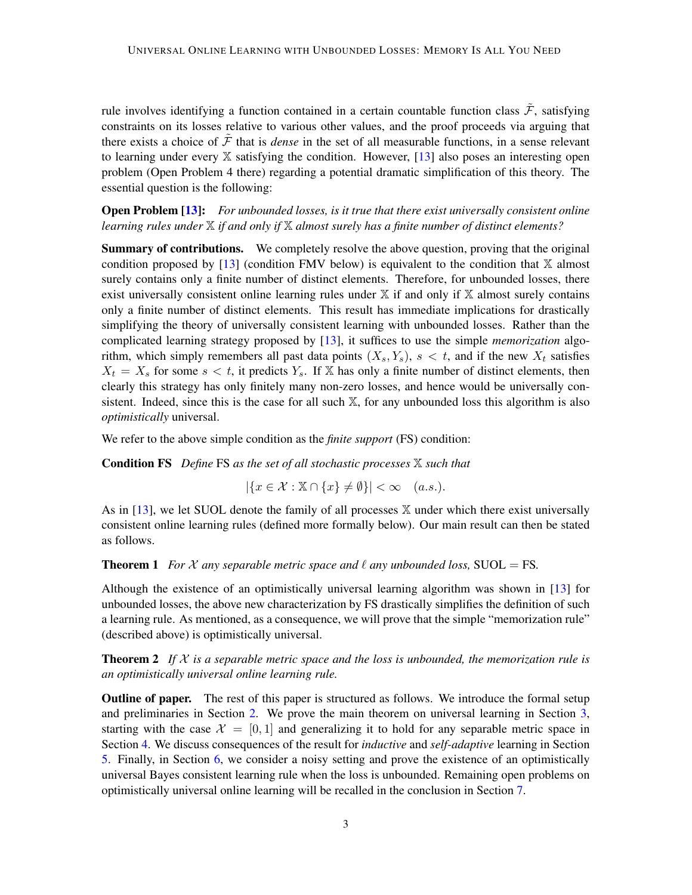rule involves identifying a function contained in a certain countable function class $\tilde{\mathcal{F}}$, satisfying constraints on its losses relative to various other values, and the proof proceeds via arguing that there exists a choice of $\tilde{\mathcal{F}}$ that is *dense* in the set of all measurable functions, in a sense relevant to learning under every $\mathbb{X}$ satisfying the condition. However, [13] also poses an interesting open problem (Open Problem 4 there) regarding a potential dramatic simplification of this theory. The essential question is the following:

**Open Problem [13]:** *For unbounded losses, is it true that there exist universally consistent online learning rules under $\mathbb{X}$ if and only if $\mathbb{X}$ almost surely has a finite number of distinct elements?*

**Summary of contributions.** We completely resolve the above question, proving that the original condition proposed by [13] (condition FMV below) is equivalent to the condition that $\mathbb{X}$ almost surely contains only a finite number of distinct elements. Therefore, for unbounded losses, there exist universally consistent online learning rules under $\mathbb{X}$ if and only if $\mathbb{X}$ almost surely contains only a finite number of distinct elements. This result has immediate implications for drastically simplifying the theory of universally consistent learning with unbounded losses. Rather than the complicated learning strategy proposed by [13], it suffices to use the simple *memorization* algorithm, which simply remembers all past data points $(X_s, Y_s)$, $s < t$, and if the new $X_t$ satisfies $X_t = X_s$ for some $s < t$, it predicts $Y_s$. If $\mathbb{X}$ has only a finite number of distinct elements, then clearly this strategy has only finitely many non-zero losses, and hence would be universally consistent. Indeed, since this is the case for all such $\mathbb{X}$, for any unbounded loss this algorithm is also *optimistically* universal.

We refer to the above simple condition as the *finite support* (FS) condition:

**Condition FS** *Define* FS *as the set of all stochastic processes $\mathbb{X}$ such that*

$$|\{x \in \mathcal{X} : \mathbb{X} \cap \{x\} \neq \emptyset\}| < \infty \quad (a.s.).$$

As in [13], we let SUOL denote the family of all processes $\mathbb{X}$ under which there exist universally consistent online learning rules (defined more formally below). Our main result can then be stated as follows.

**Theorem 1** *For $\mathcal{X}$ any separable metric space and $\ell$ any unbounded loss,* SUOL $=$ FS*.*

Although the existence of an optimistically universal learning algorithm was shown in [13] for unbounded losses, the above new characterization by FS drastically simplifies the definition of such a learning rule. As mentioned, as a consequence, we will prove that the simple "memorization rule" (described above) is optimistically universal.

**Theorem 2** *If $\mathcal{X}$ is a separable metric space and the loss is unbounded, the memorization rule is an optimistically universal online learning rule.*

**Outline of paper.** The rest of this paper is structured as follows. We introduce the formal setup and preliminaries in Section 2. We prove the main theorem on universal learning in Section 3, starting with the case $\mathcal{X} = [0, 1]$ and generalizing it to hold for any separable metric space in Section 4. We discuss consequences of the result for *inductive* and *self-adaptive* learning in Section 5. Finally, in Section 6, we consider a noisy setting and prove the existence of an optimistically universal Bayes consistent learning rule when the loss is unbounded. Remaining open problems on optimistically universal online learning will be recalled in the conclusion in Section 7.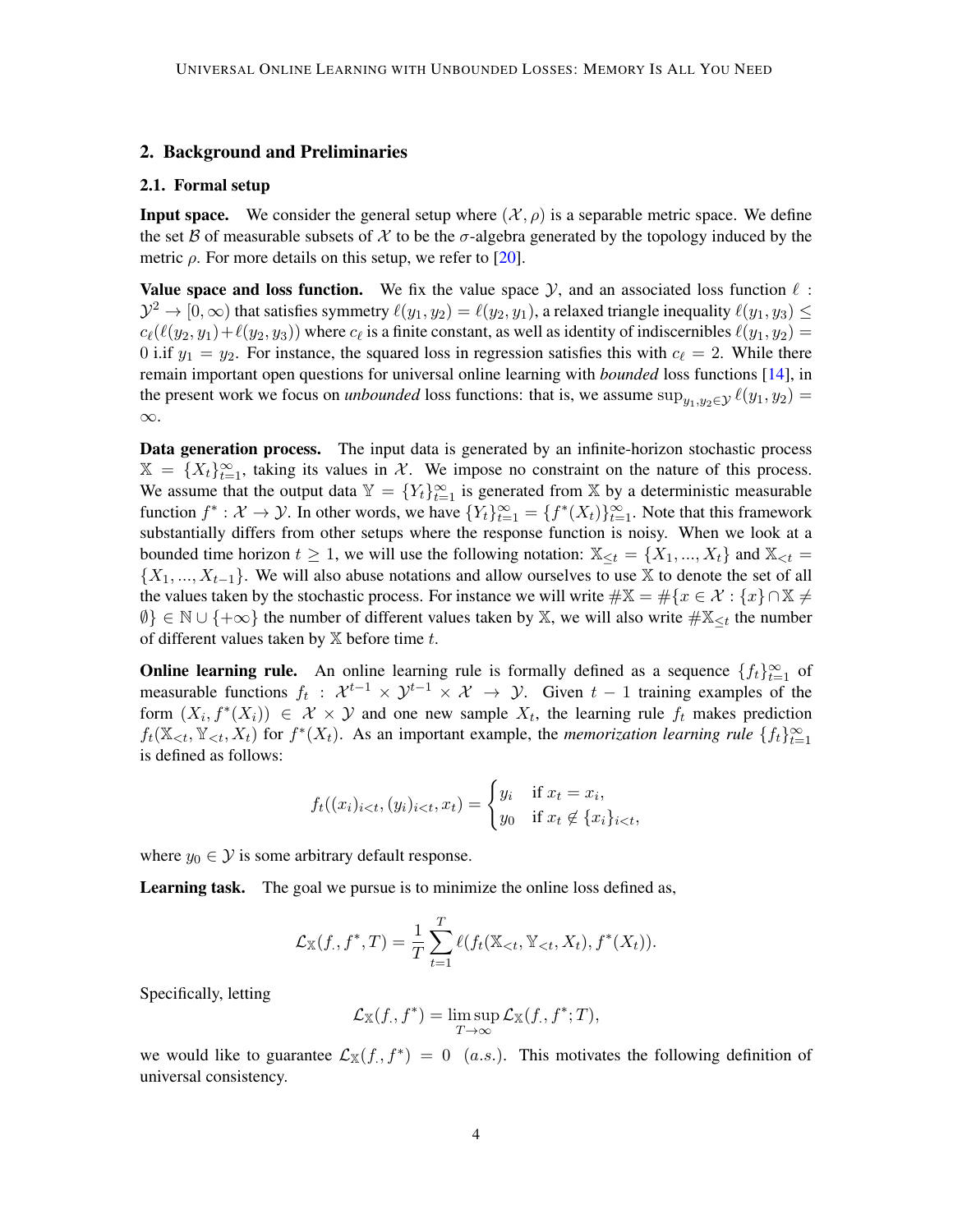## 2. Background and Preliminaries

### 2.1. Formal setup

**Input space.** We consider the general setup where $(\mathcal{X}, \rho)$ is a separable metric space. We define the set $\mathcal{B}$ of measurable subsets of $\mathcal{X}$ to be the $\sigma$-algebra generated by the topology induced by the metric $\rho$. For more details on this setup, we refer to [20].

**Value space and loss function.** We fix the value space $\mathcal{Y}$, and an associated loss function $\ell : \mathcal{Y}^2 \to [0, \infty)$ that satisfies symmetry $\ell(y_1, y_2) = \ell(y_2, y_1)$, a relaxed triangle inequality $\ell(y_1, y_3) \leq c_\ell(\ell(y_2, y_1) + \ell(y_2, y_3))$ where $c_\ell$ is a finite constant, as well as identity of indiscernibles $\ell(y_1, y_2) = 0$ i.if $y_1 = y_2$. For instance, the squared loss in regression satisfies this with $c_\ell = 2$. While there remain important open questions for universal online learning with *bounded* loss functions [14], in the present work we focus on *unbounded* loss functions: that is, we assume $\sup_{y_1, y_2 \in \mathcal{Y}} \ell(y_1, y_2) = \infty$.

**Data generation process.** The input data is generated by an infinite-horizon stochastic process $\mathbb{X} = \{X_t\}_{t=1}^{\infty}$, taking its values in $\mathcal{X}$. We impose no constraint on the nature of this process. We assume that the output data $\mathbb{Y} = \{Y_t\}_{t=1}^{\infty}$ is generated from $\mathbb{X}$ by a deterministic measurable function $f^* : \mathcal{X} \to \mathcal{Y}$. In other words, we have $\{Y_t\}_{t=1}^{\infty} = \{f^*(X_t)\}_{t=1}^{\infty}$. Note that this framework substantially differs from other setups where the response function is noisy. When we look at a bounded time horizon $t \geq 1$, we will use the following notation: $\mathbb{X}_{\leq t} = \{X_1, ..., X_t\}$ and $\mathbb{X}_{<t} = \{X_1, ..., X_{t-1}\}$. We will also abuse notations and allow ourselves to use $\mathbb{X}$ to denote the set of all the values taken by the stochastic process. For instance we will write $\#\mathbb{X} = \#\{x \in \mathcal{X} : \{x\} \cap \mathbb{X} \neq \emptyset\} \in \mathbb{N} \cup \{+\infty\}$ the number of different values taken by $\mathbb{X}$, we will also write $\#\mathbb{X}_{\leq t}$ the number of different values taken by $\mathbb{X}$ before time $t$.

**Online learning rule.** An online learning rule is formally defined as a sequence $\{f_t\}_{t=1}^{\infty}$ of measurable functions $f_t : \mathcal{X}^{t-1} \times \mathcal{Y}^{t-1} \times \mathcal{X} \to \mathcal{Y}$. Given $t - 1$ training examples of the form $(X_i, f^*(X_i)) \in \mathcal{X} \times \mathcal{Y}$ and one new sample $X_t$, the learning rule $f_t$ makes prediction $f_t(\mathbb{X}_{<t}, \mathbb{Y}_{<t}, X_t)$ for $f^*(X_t)$. As an important example, the *memorization learning rule* $\{f_t\}_{t=1}^{\infty}$ is defined as follows:

$$
f_t((x_i)_{i<t}, (y_i)_{i<t}, x_t) = \begin{cases} y_i & \text{if } x_t = x_i, \\ y_0 & \text{if } x_t \notin \{x_i\}_{i<t}, \end{cases}
$$

where $y_0 \in \mathcal{Y}$ is some arbitrary default response.

**Learning task.** The goal we pursue is to minimize the online loss defined as,

$$
\mathcal{L}_{\mathbb{X}}(f_\cdot, f^*, T) = \frac{1}{T} \sum_{t=1}^{T} \ell(f_t(\mathbb{X}_{<t}, \mathbb{Y}_{<t}, X_t), f^*(X_t)).
$$

Specifically, letting

$$
\mathcal{L}_{\mathbb{X}}(f_\cdot, f^*) = \limsup_{T \to \infty} \mathcal{L}_{\mathbb{X}}(f_\cdot, f^*; T),
$$

we would like to guarantee $\mathcal{L}_{\mathbb{X}}(f_\cdot, f^*) = 0 \quad (a.s.)$. This motivates the following definition of universal consistency.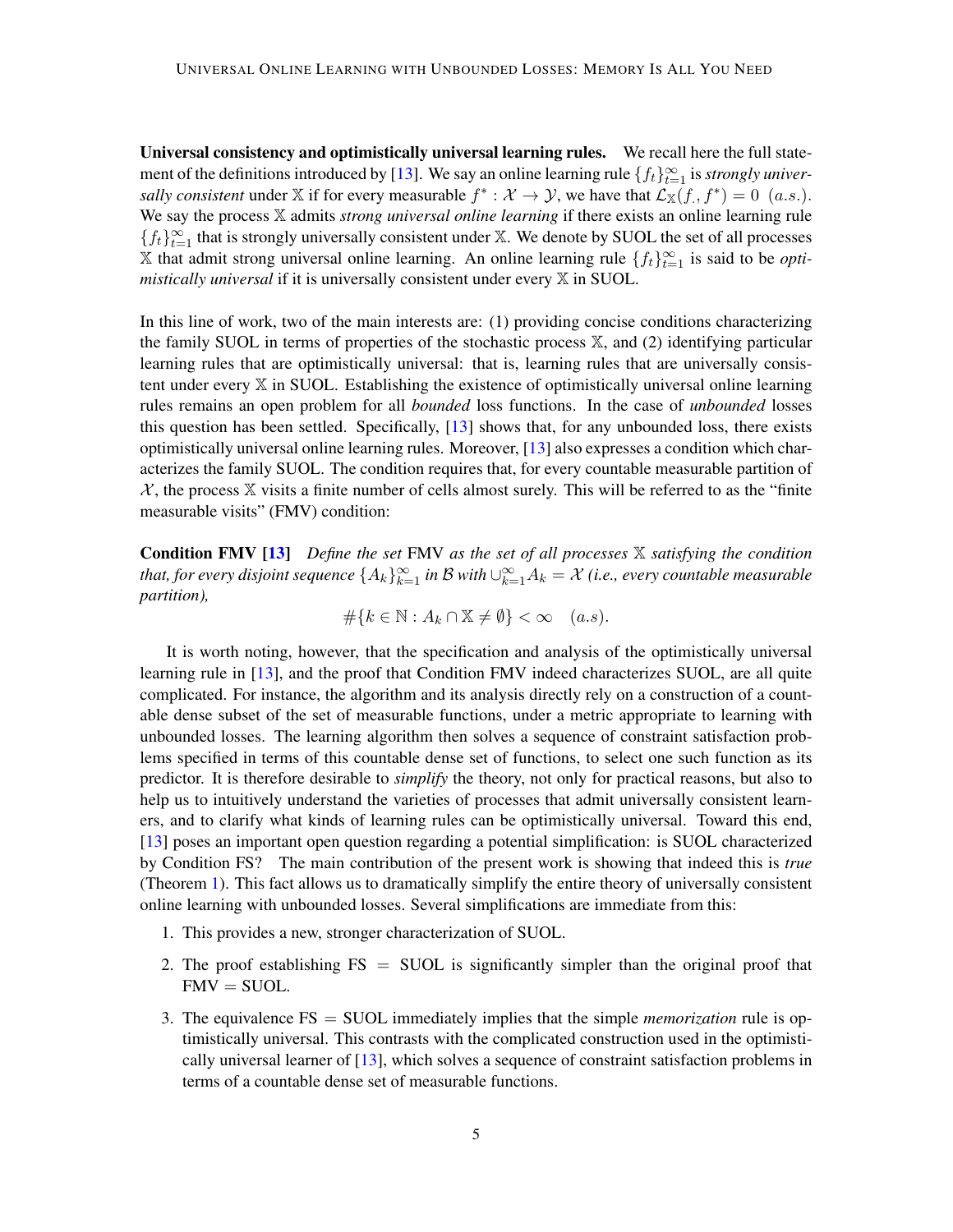**Universal consistency and optimistically universal learning rules.** We recall here the full statement of the definitions introduced by [13]. We say an online learning rule $\{f_t\}_{t=1}^{\infty}$ is *strongly universally consistent* under $\mathbb{X}$ if for every measurable $f^* : \mathcal{X} \to \mathcal{Y}$, we have that $\mathcal{L}_{\mathbb{X}}(f, f^*) = 0 \ (a.s.)$. We say the process $\mathbb{X}$ admits *strong universal online learning* if there exists an online learning rule $\{f_t\}_{t=1}^{\infty}$ that is strongly universally consistent under $\mathbb{X}$. We denote by SUOL the set of all processes $\mathbb{X}$ that admit strong universal online learning. An online learning rule $\{f_t\}_{t=1}^{\infty}$ is said to be *optimistically universal* if it is universally consistent under every $\mathbb{X}$ in SUOL.

In this line of work, two of the main interests are: (1) providing concise conditions characterizing the family SUOL in terms of properties of the stochastic process $\mathbb{X}$, and (2) identifying particular learning rules that are optimistically universal: that is, learning rules that are universally consistent under every $\mathbb{X}$ in SUOL. Establishing the existence of optimistically universal online learning rules remains an open problem for all *bounded* loss functions. In the case of *unbounded* losses this question has been settled. Specifically, [13] shows that, for any unbounded loss, there exists optimistically universal online learning rules. Moreover, [13] also expresses a condition which characterizes the family SUOL. The condition requires that, for every countable measurable partition of $\mathcal{X}$, the process $\mathbb{X}$ visits a finite number of cells almost surely. This will be referred to as the "finite measurable visits" (FMV) condition:

**Condition FMV [13]** *Define the set* FMV *as the set of all processes* $\mathbb{X}$ *satisfying the condition that, for every disjoint sequence* $\{A_k\}_{k=1}^{\infty}$ *in* $\mathcal{B}$ *with* $\cup_{k=1}^{\infty} A_k = \mathcal{X}$ *(i.e., every countable measurable partition),*

$$\#\{k \in \mathbb{N} : A_k \cap \mathbb{X} \neq \emptyset\} < \infty \quad (a.s).$$

It is worth noting, however, that the specification and analysis of the optimistically universal learning rule in [13], and the proof that Condition FMV indeed characterizes SUOL, are all quite complicated. For instance, the algorithm and its analysis directly rely on a construction of a countable dense subset of the set of measurable functions, under a metric appropriate to learning with unbounded losses. The learning algorithm then solves a sequence of constraint satisfaction problems specified in terms of this countable dense set of functions, to select one such function as its predictor. It is therefore desirable to *simplify* the theory, not only for practical reasons, but also to help us to intuitively understand the varieties of processes that admit universally consistent learners, and to clarify what kinds of learning rules can be optimistically universal. Toward this end, [13] poses an important open question regarding a potential simplification: is SUOL characterized by Condition FS? The main contribution of the present work is showing that indeed this is *true* (Theorem 1). This fact allows us to dramatically simplify the entire theory of universally consistent online learning with unbounded losses. Several simplifications are immediate from this:

1. This provides a new, stronger characterization of SUOL.
2. The proof establishing FS $=$ SUOL is significantly simpler than the original proof that FMV $=$ SUOL.
3. The equivalence FS $=$ SUOL immediately implies that the simple *memorization* rule is optimistically universal. This contrasts with the complicated construction used in the optimistically universal learner of [13], which solves a sequence of constraint satisfaction problems in terms of a countable dense set of measurable functions.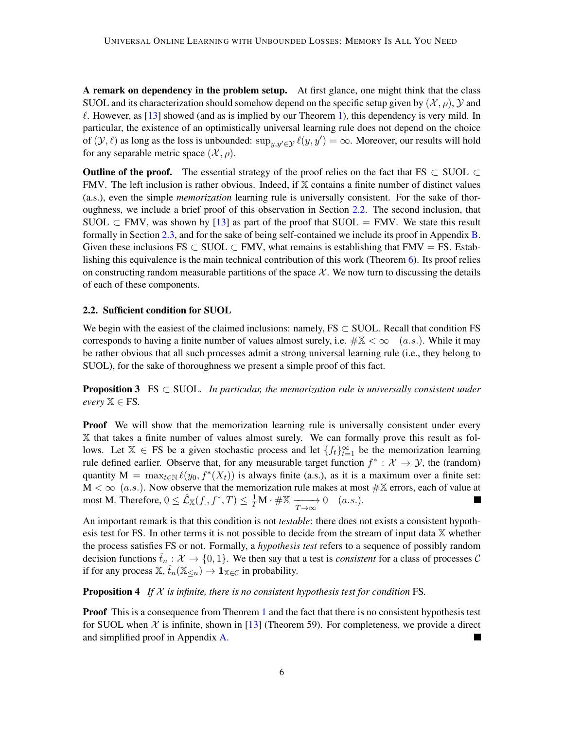**A remark on dependency in the problem setup.** At first glance, one might think that the class SUOL and its characterization should somehow depend on the specific setup given by $(\mathcal{X}, \rho)$, $\mathcal{Y}$ and $\ell$. However, as [13] showed (and as is implied by our Theorem 1), this dependency is very mild. In particular, the existence of an optimistically universal learning rule does not depend on the choice of $(\mathcal{Y}, \ell)$ as long as the loss is unbounded: $\sup_{y,y' \in \mathcal{Y}} \ell(y, y') = \infty$. Moreover, our results will hold for any separable metric space $(\mathcal{X}, \rho)$.

**Outline of the proof.** The essential strategy of the proof relies on the fact that FS $\subset$ SUOL $\subset$ FMV. The left inclusion is rather obvious. Indeed, if $\mathbb{X}$ contains a finite number of distinct values (a.s.), even the simple *memorization* learning rule is universally consistent. For the sake of thoroughness, we include a brief proof of this observation in Section 2.2. The second inclusion, that SUOL $\subset$ FMV, was shown by [13] as part of the proof that SUOL $=$ FMV. We state this result formally in Section 2.3, and for the sake of being self-contained we include its proof in Appendix B. Given these inclusions FS $\subset$ SUOL $\subset$ FMV, what remains is establishing that FMV $=$ FS. Establishing this equivalence is the main technical contribution of this work (Theorem 6). Its proof relies on constructing random measurable partitions of the space $\mathcal{X}$. We now turn to discussing the details of each of these components.

### 2.2. Sufficient condition for SUOL

We begin with the easiest of the claimed inclusions: namely, FS $\subset$ SUOL. Recall that condition FS corresponds to having a finite number of values almost surely, i.e. $\#\mathbb{X} < \infty \quad (a.s.)$. While it may be rather obvious that all such processes admit a strong universal learning rule (i.e., they belong to SUOL), for the sake of thoroughness we present a simple proof of this fact.

**Proposition 3** FS $\subset$ SUOL. *In particular, the memorization rule is universally consistent under every* $\mathbb{X} \in$ FS.

**Proof** We will show that the memorization learning rule is universally consistent under every $\mathbb{X}$ that takes a finite number of values almost surely. We can formally prove this result as follows. Let $\mathbb{X} \in$ FS be a given stochastic process and let $\{f_t\}_{t=1}^{\infty}$ be the memorization learning rule defined earlier. Observe that, for any measurable target function $f^* : \mathcal{X} \to \mathcal{Y}$, the (random) quantity $\mathrm{M} = \max_{t \in \mathbb{N}} \ell(y_0, f^*(X_t))$ is always finite (a.s.), as it is a maximum over a finite set: $\mathrm{M} < \infty \ (a.s.)$. Now observe that the memorization rule makes at most $\#\mathbb{X}$ errors, each of value at most M. Therefore, $0 \leq \hat{\mathcal{L}}_{\mathbb{X}}(f_\cdot, f^*, T) \leq \frac{1}{T}\mathrm{M} \cdot \#\mathbb{X} \xrightarrow[T \to \infty]{} 0 \quad (a.s.)$. ■

An important remark is that this condition is not *testable*: there does not exists a consistent hypothesis test for FS. In other terms it is not possible to decide from the stream of input data $\mathbb{X}$ whether the process satisfies FS or not. Formally, a *hypothesis test* refers to a sequence of possibly random decision functions $\hat{t}_n : \mathcal{X} \to \{0, 1\}$. We then say that a test is *consistent* for a class of processes $\mathcal{C}$ if for any process $\mathbb{X}$, $\hat{t}_n(\mathbb{X}_{\leq n}) \to \mathbf{1}_{\mathbb{X} \in \mathcal{C}}$ in probability.

**Proposition 4** *If $\mathcal{X}$ is infinite, there is no consistent hypothesis test for condition* FS.

**Proof** This is a consequence from Theorem 1 and the fact that there is no consistent hypothesis test for SUOL when $\mathcal{X}$ is infinite, shown in [13] (Theorem 59). For completeness, we provide a direct and simplified proof in Appendix A. ■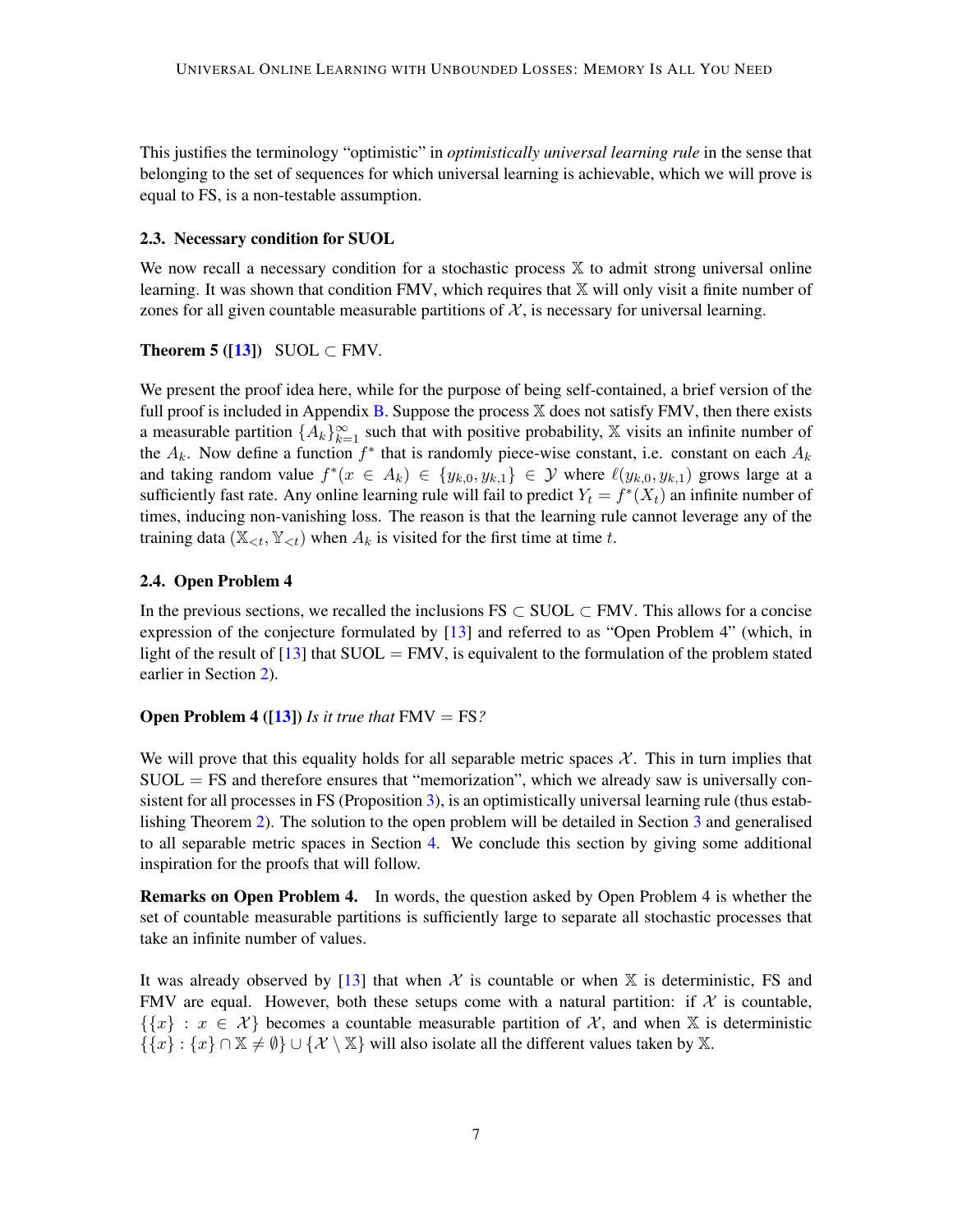This justifies the terminology "optimistic" in *optimistically universal learning rule* in the sense that belonging to the set of sequences for which universal learning is achievable, which we will prove is equal to FS, is a non-testable assumption.

### 2.3. Necessary condition for SUOL

We now recall a necessary condition for a stochastic process $\mathbb{X}$ to admit strong universal online learning. It was shown that condition FMV, which requires that $\mathbb{X}$ will only visit a finite number of zones for all given countable measurable partitions of $\mathcal{X}$, is necessary for universal learning.

**Theorem 5 ([13])** SUOL $\subset$ FMV.

We present the proof idea here, while for the purpose of being self-contained, a brief version of the full proof is included in Appendix B. Suppose the process $\mathbb{X}$ does not satisfy FMV, then there exists a measurable partition $\{A_k\}_{k=1}^{\infty}$ such that with positive probability, $\mathbb{X}$ visits an infinite number of the $A_k$. Now define a function $f^*$ that is randomly piece-wise constant, i.e. constant on each $A_k$ and taking random value $f^*(x \in A_k) \in \{y_{k,0}, y_{k,1}\} \in \mathcal{Y}$ where $\ell(y_{k,0}, y_{k,1})$ grows large at a sufficiently fast rate. Any online learning rule will fail to predict $Y_t = f^*(X_t)$ an infinite number of times, inducing non-vanishing loss. The reason is that the learning rule cannot leverage any of the training data $(\mathbb{X}_{<t}, \mathbb{Y}_{<t})$ when $A_k$ is visited for the first time at time $t$.

### 2.4. Open Problem 4

In the previous sections, we recalled the inclusions FS $\subset$ SUOL $\subset$ FMV. This allows for a concise expression of the conjecture formulated by [13] and referred to as "Open Problem 4" (which, in light of the result of [13] that SUOL $=$ FMV, is equivalent to the formulation of the problem stated earlier in Section 2).

**Open Problem 4 ([13])** *Is it true that* FMV $=$ FS*?*

We will prove that this equality holds for all separable metric spaces $\mathcal{X}$. This in turn implies that SUOL $=$ FS and therefore ensures that "memorization", which we already saw is universally consistent for all processes in FS (Proposition 3), is an optimistically universal learning rule (thus establishing Theorem 2). The solution to the open problem will be detailed in Section 3 and generalised to all separable metric spaces in Section 4. We conclude this section by giving some additional inspiration for the proofs that will follow.

**Remarks on Open Problem 4.** In words, the question asked by Open Problem 4 is whether the set of countable measurable partitions is sufficiently large to separate all stochastic processes that take an infinite number of values.

It was already observed by [13] that when $\mathcal{X}$ is countable or when $\mathbb{X}$ is deterministic, FS and FMV are equal. However, both these setups come with a natural partition: if $\mathcal{X}$ is countable, $\{\{x\} : x \in \mathcal{X}\}$ becomes a countable measurable partition of $\mathcal{X}$, and when $\mathbb{X}$ is deterministic $\{\{x\} : \{x\} \cap \mathbb{X} \neq \emptyset\} \cup \{\mathcal{X} \setminus \mathbb{X}\}$ will also isolate all the different values taken by $\mathbb{X}$.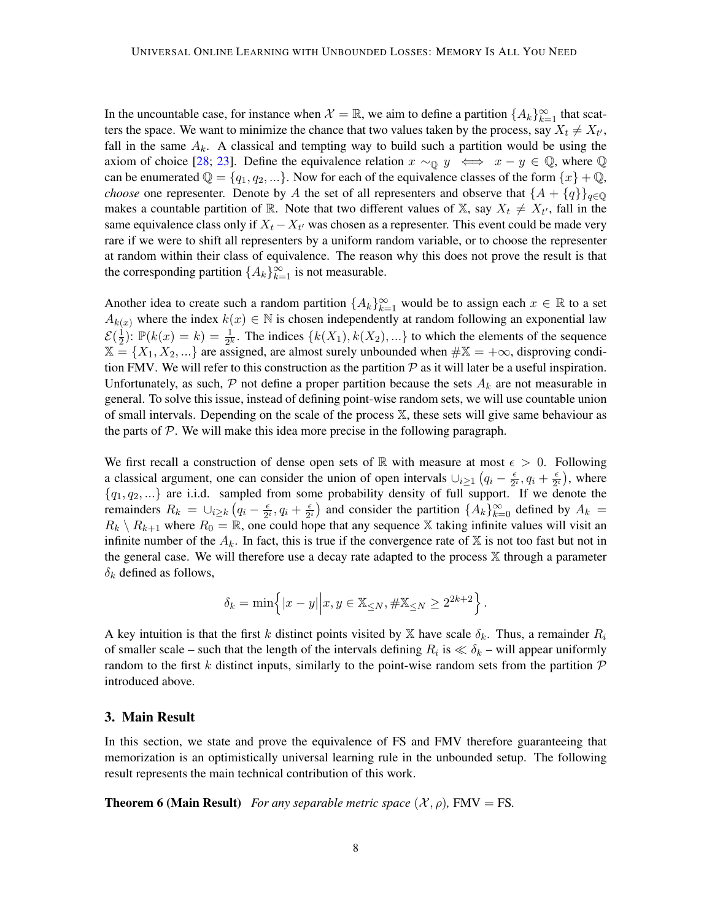In the uncountable case, for instance when $\mathcal{X} = \mathbb{R}$, we aim to define a partition $\{A_k\}_{k=1}^{\infty}$ that scatters the space. We want to minimize the chance that two values taken by the process, say $X_t \neq X_{t'}$, fall in the same $A_k$. A classical and tempting way to build such a partition would be using the axiom of choice [28; 23]. Define the equivalence relation $x \sim_{\mathbb{Q}} y \iff x - y \in \mathbb{Q}$, where $\mathbb{Q}$ can be enumerated $\mathbb{Q} = \{q_1, q_2, ...\}$. Now for each of the equivalence classes of the form $\{x\} + \mathbb{Q}$, *choose* one representer. Denote by $A$ the set of all representers and observe that $\{A + \{q\}\}_{q \in \mathbb{Q}}$ makes a countable partition of $\mathbb{R}$. Note that two different values of $\mathbb{X}$, say $X_t \neq X_{t'}$, fall in the same equivalence class only if $X_t - X_{t'}$ was chosen as a representer. This event could be made very rare if we were to shift all representers by a uniform random variable, or to choose the representer at random within their class of equivalence. The reason why this does not prove the result is that the corresponding partition $\{A_k\}_{k=1}^{\infty}$ is not measurable.

Another idea to create such a random partition $\{A_k\}_{k=1}^{\infty}$ would be to assign each $x \in \mathbb{R}$ to a set $A_{k(x)}$ where the index $k(x) \in \mathbb{N}$ is chosen independently at random following an exponential law $\mathcal{E}(\frac{1}{2})$: $\mathbb{P}(k(x) = k) = \frac{1}{2^k}$. The indices $\{k(X_1), k(X_2), ...\}$ to which the elements of the sequence $\mathbb{X} = \{X_1, X_2, ...\}$ are assigned, are almost surely unbounded when $\#\mathbb{X} = +\infty$, disproving condition FMV. We will refer to this construction as the partition $\mathcal{P}$ as it will later be a useful inspiration. Unfortunately, as such, $\mathcal{P}$ not define a proper partition because the sets $A_k$ are not measurable in general. To solve this issue, instead of defining point-wise random sets, we will use countable union of small intervals. Depending on the scale of the process $\mathbb{X}$, these sets will give same behaviour as the parts of $\mathcal{P}$. We will make this idea more precise in the following paragraph.

We first recall a construction of dense open sets of $\mathbb{R}$ with measure at most $\epsilon > 0$. Following a classical argument, one can consider the union of open intervals $\cup_{i \geq 1} \left(q_i - \frac{\epsilon}{2^i}, q_i + \frac{\epsilon}{2^i}\right)$, where $\{q_1, q_2, ...\}$ are i.i.d. sampled from some probability density of full support. If we denote the remainders $R_k = \cup_{i \geq k} \left(q_i - \frac{\epsilon}{2^i}, q_i + \frac{\epsilon}{2^i}\right)$ and consider the partition $\{A_k\}_{k=0}^{\infty}$ defined by $A_k = R_k \setminus R_{k+1}$ where $R_0 = \mathbb{R}$, one could hope that any sequence $\mathbb{X}$ taking infinite values will visit an infinite number of the $A_k$. In fact, this is true if the convergence rate of $\mathbb{X}$ is not too fast but not in the general case. We will therefore use a decay rate adapted to the process $\mathbb{X}$ through a parameter $\delta_k$ defined as follows,

$$\delta_k = \min\Big\{ |x - y| \Big| x, y \in \mathbb{X}_{\leq N}, \#\mathbb{X}_{\leq N} \geq 2^{2k+2} \Big\}.$$

A key intuition is that the first $k$ distinct points visited by $\mathbb{X}$ have scale $\delta_k$. Thus, a remainder $R_i$ of smaller scale – such that the length of the intervals defining $R_i$ is $\ll \delta_k$ – will appear uniformly random to the first $k$ distinct inputs, similarly to the point-wise random sets from the partition $\mathcal{P}$ introduced above.

## 3. Main Result

In this section, we state and prove the equivalence of FS and FMV therefore guaranteeing that memorization is an optimistically universal learning rule in the unbounded setup. The following result represents the main technical contribution of this work.

**Theorem 6 (Main Result)** *For any separable metric space $(\mathcal{X}, \rho)$,* FMV = FS.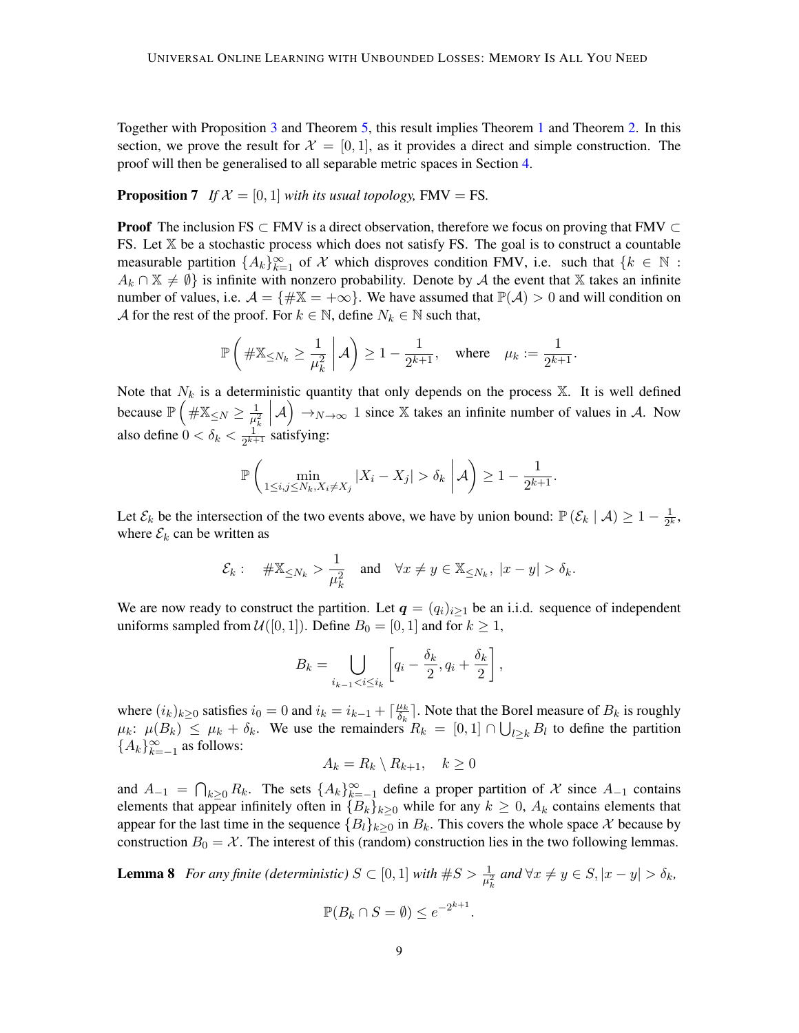Together with Proposition 3 and Theorem 5, this result implies Theorem 1 and Theorem 2. In this section, we prove the result for $\mathcal{X} = [0, 1]$, as it provides a direct and simple construction. The proof will then be generalised to all separable metric spaces in Section 4.

**Proposition 7** *If $\mathcal{X} = [0, 1]$ with its usual topology,* FMV = FS.

**Proof** The inclusion FS $\subset$ FMV is a direct observation, therefore we focus on proving that FMV $\subset$ FS. Let $\mathbb{X}$ be a stochastic process which does not satisfy FS. The goal is to construct a countable measurable partition $\{A_k\}_{k=1}^{\infty}$ of $\mathcal{X}$ which disproves condition FMV, i.e. such that $\{k \in \mathbb{N} : A_k \cap \mathbb{X} \neq \emptyset\}$ is infinite with nonzero probability. Denote by $\mathcal{A}$ the event that $\mathbb{X}$ takes an infinite number of values, i.e. $\mathcal{A} = \{\#\mathbb{X} = +\infty\}$. We have assumed that $\mathbb{P}(\mathcal{A}) > 0$ and will condition on $\mathcal{A}$ for the rest of the proof. For $k \in \mathbb{N}$, define $N_k \in \mathbb{N}$ such that,

$$\mathbb{P}\left( \#\mathbb{X}_{\leq N_k} \geq \frac{1}{\mu_k^2} \,\middle|\, \mathcal{A} \right) \geq 1 - \frac{1}{2^{k+1}}, \quad \text{where} \quad \mu_k := \frac{1}{2^{k+1}}.$$

Note that $N_k$ is a deterministic quantity that only depends on the process $\mathbb{X}$. It is well defined because $\mathbb{P}\left( \#\mathbb{X}_{\leq N} \geq \frac{1}{\mu_k^2} \,\middle|\, \mathcal{A} \right) \to_{N \to \infty} 1$ since $\mathbb{X}$ takes an infinite number of values in $\mathcal{A}$. Now also define $0 < \delta_k < \frac{1}{2^{k+1}}$ satisfying:

$$\mathbb{P}\left( \min_{1 \leq i,j \leq N_k, X_i \neq X_j} |X_i - X_j| > \delta_k \,\middle|\, \mathcal{A} \right) \geq 1 - \frac{1}{2^{k+1}}.$$

Let $\mathcal{E}_k$ be the intersection of the two events above, we have by union bound: $\mathbb{P}(\mathcal{E}_k \mid \mathcal{A}) \geq 1 - \frac{1}{2^k}$, where $\mathcal{E}_k$ can be written as

$$\mathcal{E}_k : \quad \#\mathbb{X}_{\leq N_k} > \frac{1}{\mu_k^2} \quad \text{and} \quad \forall x \neq y \in \mathbb{X}_{\leq N_k},\ |x - y| > \delta_k.$$

We are now ready to construct the partition. Let $\boldsymbol{q} = (q_i)_{i \geq 1}$ be an i.i.d. sequence of independent uniforms sampled from $\mathcal{U}([0, 1])$. Define $B_0 = [0, 1]$ and for $k \geq 1$,

$$B_k = \bigcup_{i_{k-1} < i \leq i_k} \left[ q_i - \frac{\delta_k}{2}, q_i + \frac{\delta_k}{2} \right],$$

where $(i_k)_{k \geq 0}$ satisfies $i_0 = 0$ and $i_k = i_{k-1} + \lceil \frac{\mu_k}{\delta_k} \rceil$. Note that the Borel measure of $B_k$ is roughly $\mu_k$: $\mu(B_k) \leq \mu_k + \delta_k$. We use the remainders $R_k = [0, 1] \cap \bigcup_{l \geq k} B_l$ to define the partition $\{A_k\}_{k=-1}^{\infty}$ as follows:

$$A_k = R_k \setminus R_{k+1}, \quad k \geq 0$$

and $A_{-1} = \bigcap_{k \geq 0} R_k$. The sets $\{A_k\}_{k=-1}^{\infty}$ define a proper partition of $\mathcal{X}$ since $A_{-1}$ contains elements that appear infinitely often in $\{B_k\}_{k \geq 0}$ while for any $k \geq 0$, $A_k$ contains elements that appear for the last time in the sequence $\{B_l\}_{k \geq 0}$ in $B_k$. This covers the whole space $\mathcal{X}$ because by construction $B_0 = \mathcal{X}$. The interest of this (random) construction lies in the two following lemmas.

**Lemma 8** *For any finite (deterministic) $S \subset [0, 1]$ with $\#S > \frac{1}{\mu_k^2}$ and $\forall x \neq y \in S, |x - y| > \delta_k$,*

$$\mathbb{P}(B_k \cap S = \emptyset) \leq e^{-2^{k+1}}.$$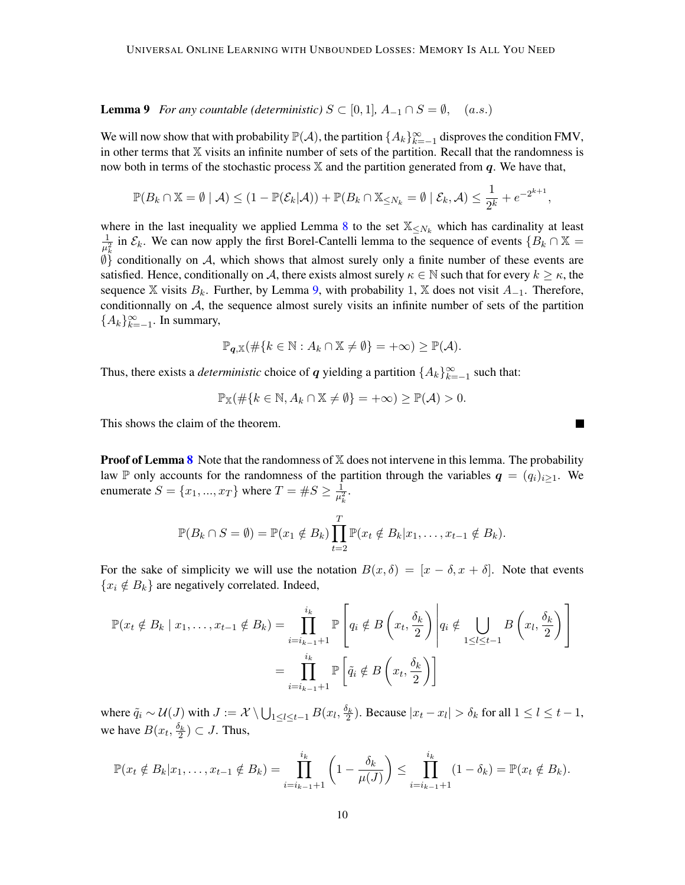**Lemma 9** *For any countable (deterministic) $S \subset [0,1]$, $A_{-1} \cap S = \emptyset, \quad (a.s.)$*

We will now show that with probability $\mathbb{P}(\mathcal{A})$, the partition $\{A_k\}_{k=-1}^{\infty}$ disproves the condition FMV, in other terms that $\mathbb{X}$ visits an infinite number of sets of the partition. Recall that the randomness is now both in terms of the stochastic process $\mathbb{X}$ and the partition generated from $\boldsymbol{q}$. We have that,

$$\mathbb{P}(B_k \cap \mathbb{X} = \emptyset \mid \mathcal{A}) \leq (1 - \mathbb{P}(\mathcal{E}_k|\mathcal{A})) + \mathbb{P}(B_k \cap \mathbb{X}_{\leq N_k} = \emptyset \mid \mathcal{E}_k, \mathcal{A}) \leq \frac{1}{2^k} + e^{-2^{k+1}},$$

where in the last inequality we applied Lemma 8 to the set $\mathbb{X}_{\leq N_k}$ which has cardinality at least $\frac{1}{\mu_k^2}$ in $\mathcal{E}_k$. We can now apply the first Borel-Cantelli lemma to the sequence of events $\{B_k \cap \mathbb{X} = \emptyset\}$ conditionally on $\mathcal{A}$, which shows that almost surely only a finite number of these events are satisfied. Hence, conditionally on $\mathcal{A}$, there exists almost surely $\kappa \in \mathbb{N}$ such that for every $k \geq \kappa$, the sequence $\mathbb{X}$ visits $B_k$. Further, by Lemma 9, with probability 1, $\mathbb{X}$ does not visit $A_{-1}$. Therefore, conditionnally on $\mathcal{A}$, the sequence almost surely visits an infinite number of sets of the partition $\{A_k\}_{k=-1}^{\infty}$. In summary,

$$\mathbb{P}_{\boldsymbol{q},\mathbb{X}}(\#\{k \in \mathbb{N} : A_k \cap \mathbb{X} \neq \emptyset\} = +\infty) \geq \mathbb{P}(\mathcal{A}).$$

Thus, there exists a *deterministic* choice of $\boldsymbol{q}$ yielding a partition $\{A_k\}_{k=-1}^{\infty}$ such that:

$$\mathbb{P}_{\mathbb{X}}(\#\{k \in \mathbb{N}, A_k \cap \mathbb{X} \neq \emptyset\} = +\infty) \geq \mathbb{P}(\mathcal{A}) > 0.$$

This shows the claim of the theorem. ■

**Proof of Lemma 8** Note that the randomness of $\mathbb{X}$ does not intervene in this lemma. The probability law $\mathbb{P}$ only accounts for the randomness of the partition through the variables $\boldsymbol{q} = (q_i)_{i \geq 1}$. We enumerate $S = \{x_1, ..., x_T\}$ where $T = \#S \geq \frac{1}{\mu_k^2}$.

$$\mathbb{P}(B_k \cap S = \emptyset) = \mathbb{P}(x_1 \notin B_k) \prod_{t=2}^{T} \mathbb{P}(x_t \notin B_k | x_1, \ldots, x_{t-1} \notin B_k).$$

For the sake of simplicity we will use the notation $B(x, \delta) = [x - \delta, x + \delta]$. Note that events $\{x_i \notin B_k\}$ are negatively correlated. Indeed,

$$\begin{aligned}
\mathbb{P}(x_t \notin B_k \mid x_1, \ldots, x_{t-1} \notin B_k) &= \prod_{i=i_{k-1}+1}^{i_k} \mathbb{P}\left[ q_i \notin B\left(x_t, \frac{\delta_k}{2}\right) \middle| q_i \notin \bigcup_{1 \leq l \leq t-1} B\left(x_l, \frac{\delta_k}{2}\right) \right] \\
&= \prod_{i=i_{k-1}+1}^{i_k} \mathbb{P}\left[ \tilde{q}_i \notin B\left(x_t, \frac{\delta_k}{2}\right) \right]
\end{aligned}$$

where $\tilde{q}_i \sim \mathcal{U}(J)$ with $J := \mathcal{X} \setminus \bigcup_{1 \leq l \leq t-1} B(x_l, \frac{\delta_k}{2})$. Because $|x_t - x_l| > \delta_k$ for all $1 \leq l \leq t-1$, we have $B(x_t, \frac{\delta_k}{2}) \subset J$. Thus,

$$\mathbb{P}(x_t \notin B_k | x_1, \ldots, x_{t-1} \notin B_k) = \prod_{i=i_{k-1}+1}^{i_k} \left(1 - \frac{\delta_k}{\mu(J)}\right) \leq \prod_{i=i_{k-1}+1}^{i_k} (1 - \delta_k) = \mathbb{P}(x_t \notin B_k).$$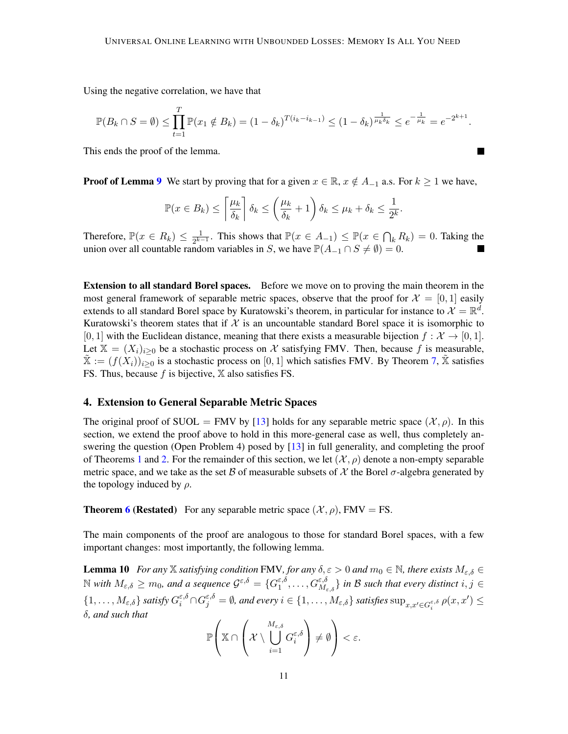Using the negative correlation, we have that

$$\mathbb{P}(B_k \cap S = \emptyset) \leq \prod_{t=1}^{T} \mathbb{P}(x_1 \notin B_k) = (1-\delta_k)^{T(i_k - i_{k-1})} \leq (1-\delta_k)^{\frac{1}{\mu_k \delta_k}} \leq e^{-\frac{1}{\mu_k}} = e^{-2^{k+1}}.$$

This ends the proof of the lemma. ∎

**Proof of Lemma 9** We start by proving that for a given $x \in \mathbb{R}$, $x \notin A_{-1}$ a.s. For $k \geq 1$ we have,

$$\mathbb{P}(x \in B_k) \leq \left\lceil \frac{\mu_k}{\delta_k} \right\rceil \delta_k \leq \left( \frac{\mu_k}{\delta_k} + 1 \right) \delta_k \leq \mu_k + \delta_k \leq \frac{1}{2^k}.$$

Therefore, $\mathbb{P}(x \in R_k) \leq \frac{1}{2^{k-1}}$. This shows that $\mathbb{P}(x \in A_{-1}) \leq \mathbb{P}(x \in \bigcap_k R_k) = 0$. Taking the union over all countable random variables in $S$, we have $\mathbb{P}(A_{-1} \cap S \neq \emptyset) = 0$. ∎

**Extension to all standard Borel spaces.** Before we move on to proving the main theorem in the most general framework of separable metric spaces, observe that the proof for $\mathcal{X} = [0,1]$ easily extends to all standard Borel space by Kuratowski's theorem, in particular for instance to $\mathcal{X} = \mathbb{R}^d$. Kuratowski's theorem states that if $\mathcal{X}$ is an uncountable standard Borel space it is isomorphic to $[0,1]$ with the Euclidean distance, meaning that there exists a measurable bijection $f : \mathcal{X} \to [0,1]$. Let $\mathbb{X} = (X_i)_{i\geq 0}$ be a stochastic process on $\mathcal{X}$ satisfying FMV. Then, because $f$ is measurable, $\tilde{\mathbb{X}} := (f(X_i))_{i\geq 0}$ is a stochastic process on $[0,1]$ which satisfies FMV. By Theorem 7, $\tilde{\mathbb{X}}$ satisfies FS. Thus, because $f$ is bijective, $\mathbb{X}$ also satisfies FS.

## 4. Extension to General Separable Metric Spaces

The original proof of SUOL = FMV by [13] holds for any separable metric space $(\mathcal{X}, \rho)$. In this section, we extend the proof above to hold in this more-general case as well, thus completely answering the question (Open Problem 4) posed by [13] in full generality, and completing the proof of Theorems 1 and 2. For the remainder of this section, we let $(\mathcal{X}, \rho)$ denote a non-empty separable metric space, and we take as the set $\mathcal{B}$ of measurable subsets of $\mathcal{X}$ the Borel $\sigma$-algebra generated by the topology induced by $\rho$.

**Theorem 6 (Restated)** For any separable metric space $(\mathcal{X}, \rho)$, FMV = FS.

The main components of the proof are analogous to those for standard Borel spaces, with a few important changes: most importantly, the following lemma.

**Lemma 10** *For any $\mathbb{X}$ satisfying condition* FMV*, for any $\delta, \varepsilon > 0$ and $m_0 \in \mathbb{N}$, there exists $M_{\varepsilon,\delta} \in \mathbb{N}$ with $M_{\varepsilon,\delta} \geq m_0$, and a sequence $\mathcal{G}^{\varepsilon,\delta} = \{G_1^{\varepsilon,\delta}, \ldots, G_{M_{\varepsilon,\delta}}^{\varepsilon,\delta}\}$ in $\mathcal{B}$ such that every distinct $i, j \in \{1, \ldots, M_{\varepsilon,\delta}\}$ satisfy $G_i^{\varepsilon,\delta} \cap G_j^{\varepsilon,\delta} = \emptyset$, and every $i \in \{1, \ldots, M_{\varepsilon,\delta}\}$ satisfies $\sup_{x,x' \in G_i^{\varepsilon,\delta}} \rho(x, x') \leq \delta$, and such that*

$$\mathbb{P}\left( \mathbb{X} \cap \left( \mathcal{X} \setminus \bigcup_{i=1}^{M_{\varepsilon,\delta}} G_i^{\varepsilon,\delta} \right) \neq \emptyset \right) < \varepsilon.$$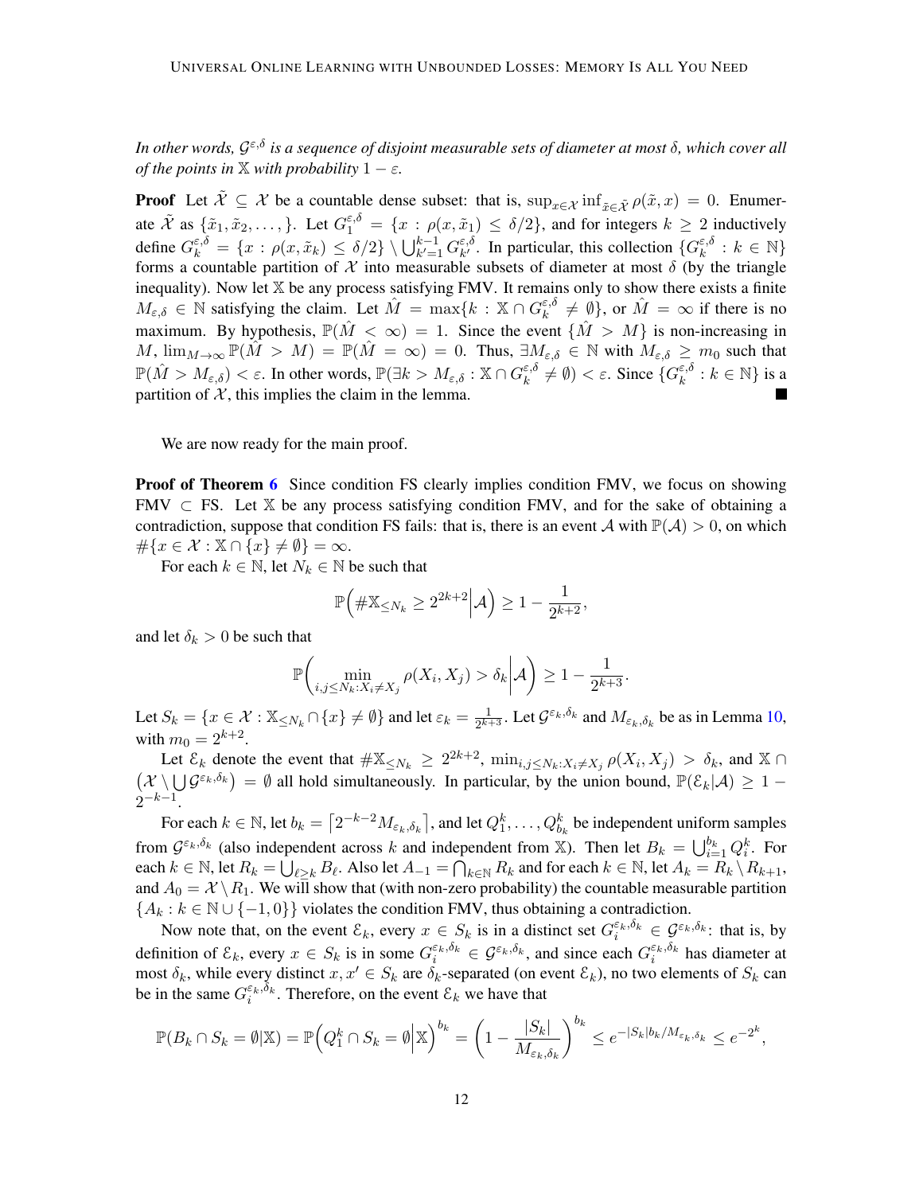*In other words, $\mathcal{G}^{\varepsilon,\delta}$ is a sequence of disjoint measurable sets of diameter at most $\delta$, which cover all of the points in $\mathbb{X}$ with probability $1-\varepsilon$.*

**Proof** Let $\tilde{\mathcal{X}} \subseteq \mathcal{X}$ be a countable dense subset: that is, $\sup_{x\in\mathcal{X}} \inf_{\tilde{x}\in\tilde{\mathcal{X}}} \rho(\tilde{x}, x) = 0$. Enumerate $\tilde{\mathcal{X}}$ as $\{\tilde{x}_1, \tilde{x}_2, \ldots,\}$. Let $G_1^{\varepsilon,\delta} = \{x : \rho(x, \tilde{x}_1) \le \delta/2\}$, and for integers $k \ge 2$ inductively define $G_k^{\varepsilon,\delta} = \{x : \rho(x, \tilde{x}_k) \le \delta/2\} \setminus \bigcup_{k'=1}^{k-1} G_{k'}^{\varepsilon,\delta}$. In particular, this collection $\{G_k^{\varepsilon,\delta} : k \in \mathbb{N}\}$ forms a countable partition of $\mathcal{X}$ into measurable subsets of diameter at most $\delta$ (by the triangle inequality). Now let $\mathbb{X}$ be any process satisfying FMV. It remains only to show there exists a finite $M_{\varepsilon,\delta} \in \mathbb{N}$ satisfying the claim. Let $\hat{M} = \max\{k : \mathbb{X} \cap G_k^{\varepsilon,\delta} \ne \emptyset\}$, or $\hat{M} = \infty$ if there is no maximum. By hypothesis, $\mathbb{P}(\hat{M} < \infty) = 1$. Since the event $\{\hat{M} > M\}$ is non-increasing in $M$, $\lim_{M\to\infty} \mathbb{P}(\hat{M} > M) = \mathbb{P}(\hat{M} = \infty) = 0$. Thus, $\exists M_{\varepsilon,\delta} \in \mathbb{N}$ with $M_{\varepsilon,\delta} \ge m_0$ such that $\mathbb{P}(\hat{M} > M_{\varepsilon,\delta}) < \varepsilon$. In other words, $\mathbb{P}(\exists k > M_{\varepsilon,\delta} : \mathbb{X} \cap G_k^{\varepsilon,\delta} \ne \emptyset) < \varepsilon$. Since $\{G_k^{\varepsilon,\delta} : k \in \mathbb{N}\}$ is a partition of $\mathcal{X}$, this implies the claim in the lemma. ∎

We are now ready for the main proof.

**Proof of Theorem 6** Since condition FS clearly implies condition FMV, we focus on showing FMV $\subset$ FS. Let $\mathbb{X}$ be any process satisfying condition FMV, and for the sake of obtaining a contradiction, suppose that condition FS fails: that is, there is an event $\mathcal{A}$ with $\mathbb{P}(\mathcal{A}) > 0$, on which $\#\{x \in \mathcal{X} : \mathbb{X} \cap \{x\} \ne \emptyset\} = \infty$.

For each $k \in \mathbb{N}$, let $N_k \in \mathbb{N}$ be such that

$$\mathbb{P}\Big(\#\mathbb{X}_{\le N_k} \ge 2^{2k+2}\Big|\mathcal{A}\Big) \ge 1 - \frac{1}{2^{k+2}},$$

and let $\delta_k > 0$ be such that

$$\mathbb{P}\left(\min_{i,j\le N_k : X_i \ne X_j} \rho(X_i, X_j) > \delta_k \middle| \mathcal{A}\right) \ge 1 - \frac{1}{2^{k+3}}.$$

Let $S_k = \{x \in \mathcal{X} : \mathbb{X}_{\le N_k} \cap \{x\} \ne \emptyset\}$ and let $\varepsilon_k = \frac{1}{2^{k+3}}$. Let $\mathcal{G}^{\varepsilon_k,\delta_k}$ and $M_{\varepsilon_k,\delta_k}$ be as in Lemma 10, with $m_0 = 2^{k+2}$.

Let $\mathcal{E}_k$ denote the event that $\#\mathbb{X}_{\le N_k} \ge 2^{2k+2}$, $\min_{i,j\le N_k : X_i\ne X_j} \rho(X_i, X_j) > \delta_k$, and $\mathbb{X} \cap \left(\mathcal{X} \setminus \bigcup \mathcal{G}^{\varepsilon_k,\delta_k}\right) = \emptyset$ all hold simultaneously. In particular, by the union bound, $\mathbb{P}(\mathcal{E}_k|\mathcal{A}) \ge 1 - 2^{-k-1}$.

For each $k \in \mathbb{N}$, let $b_k = \left\lceil 2^{-k-2} M_{\varepsilon_k,\delta_k} \right\rceil$, and let $Q_1^k, \ldots, Q_{b_k}^k$ be independent uniform samples from $\mathcal{G}^{\varepsilon_k,\delta_k}$ (also independent across $k$ and independent from $\mathbb{X}$). Then let $B_k = \bigcup_{i=1}^{b_k} Q_i^k$. For each $k \in \mathbb{N}$, let $R_k = \bigcup_{\ell\ge k} B_\ell$. Also let $A_{-1} = \bigcap_{k\in\mathbb{N}} R_k$ and for each $k \in \mathbb{N}$, let $A_k = R_k \setminus R_{k+1}$, and $A_0 = \mathcal{X} \setminus R_1$. We will show that (with non-zero probability) the countable measurable partition $\{A_k : k \in \mathbb{N} \cup \{-1, 0\}\}$ violates the condition FMV, thus obtaining a contradiction.

Now note that, on the event $\mathcal{E}_k$, every $x \in S_k$ is in a distinct set $G_i^{\varepsilon_k,\delta_k} \in \mathcal{G}^{\varepsilon_k,\delta_k}$: that is, by definition of $\mathcal{E}_k$, every $x \in S_k$ is in some $G_i^{\varepsilon_k,\delta_k} \in \mathcal{G}^{\varepsilon_k,\delta_k}$, and since each $G_i^{\varepsilon_k,\delta_k}$ has diameter at most $\delta_k$, while every distinct $x, x' \in S_k$ are $\delta_k$-separated (on event $\mathcal{E}_k$), no two elements of $S_k$ can be in the same $G_i^{\varepsilon_k,\delta_k}$. Therefore, on the event $\mathcal{E}_k$ we have that

$$\mathbb{P}(B_k \cap S_k = \emptyset|\mathbb{X}) = \mathbb{P}\Big(Q_1^k \cap S_k = \emptyset\Big|\mathbb{X}\Big)^{b_k} = \left(1 - \frac{|S_k|}{M_{\varepsilon_k,\delta_k}}\right)^{b_k} \le e^{-|S_k| b_k / M_{\varepsilon_k,\delta_k}} \le e^{-2^k},$$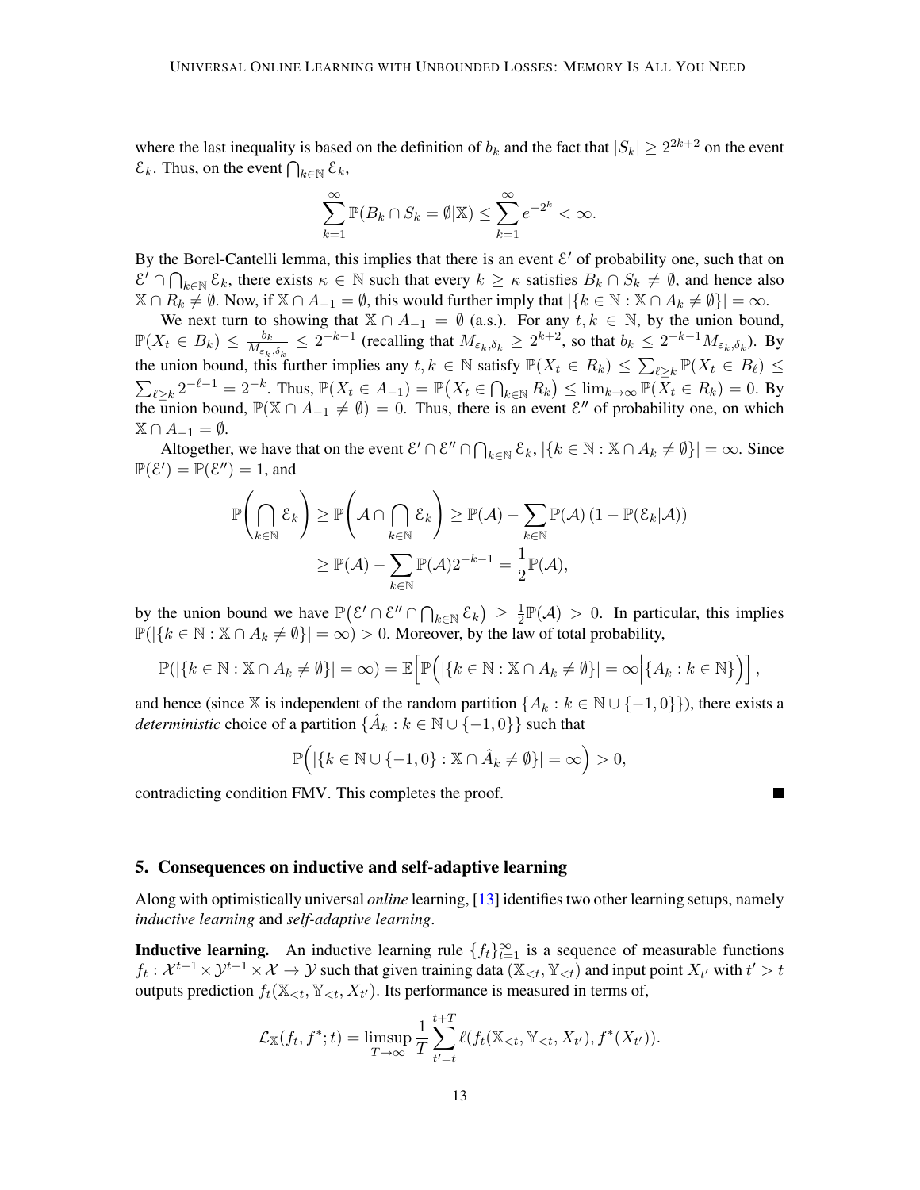where the last inequality is based on the definition of $b_k$ and the fact that $|S_k| \geq 2^{2k+2}$ on the event $\mathcal{E}_k$. Thus, on the event $\bigcap_{k\in\mathbb{N}} \mathcal{E}_k$,

$$\sum_{k=1}^{\infty} \mathbb{P}(B_k \cap S_k = \emptyset | \mathbb{X}) \leq \sum_{k=1}^{\infty} e^{-2^k} < \infty.$$

By the Borel-Cantelli lemma, this implies that there is an event $\mathcal{E}'$ of probability one, such that on $\mathcal{E}' \cap \bigcap_{k\in\mathbb{N}} \mathcal{E}_k$, there exists $\kappa \in \mathbb{N}$ such that every $k \geq \kappa$ satisfies $B_k \cap S_k \neq \emptyset$, and hence also $\mathbb{X} \cap R_k \neq \emptyset$. Now, if $\mathbb{X} \cap A_{-1} = \emptyset$, this would further imply that $|\{k \in \mathbb{N} : \mathbb{X} \cap A_k \neq \emptyset\}| = \infty$.

We next turn to showing that $\mathbb{X} \cap A_{-1} = \emptyset$ (a.s.). For any $t, k \in \mathbb{N}$, by the union bound, $\mathbb{P}(X_t \in B_k) \leq \frac{b_k}{M_{\varepsilon_k,\delta_k}} \leq 2^{-k-1}$ (recalling that $M_{\varepsilon_k,\delta_k} \geq 2^{k+2}$, so that $b_k \leq 2^{-k-1} M_{\varepsilon_k,\delta_k}$). By the union bound, this further implies any $t, k \in \mathbb{N}$ satisfy $\mathbb{P}(X_t \in R_k) \leq \sum_{\ell \geq k} \mathbb{P}(X_t \in B_\ell) \leq \sum_{\ell \geq k} 2^{-\ell-1} = 2^{-k}$. Thus, $\mathbb{P}(X_t \in A_{-1}) = \mathbb{P}\big(X_t \in \bigcap_{k\in\mathbb{N}} R_k\big) \leq \lim_{k\to\infty} \mathbb{P}(X_t \in R_k) = 0$. By the union bound, $\mathbb{P}(\mathbb{X} \cap A_{-1} \neq \emptyset) = 0$. Thus, there is an event $\mathcal{E}''$ of probability one, on which $\mathbb{X} \cap A_{-1} = \emptyset$.

Altogether, we have that on the event $\mathcal{E}' \cap \mathcal{E}'' \cap \bigcap_{k\in\mathbb{N}} \mathcal{E}_k$, $|\{k \in \mathbb{N} : \mathbb{X} \cap A_k \neq \emptyset\}| = \infty$. Since $\mathbb{P}(\mathcal{E}') = \mathbb{P}(\mathcal{E}'') = 1$, and

$$\mathbb{P}\left(\bigcap_{k\in\mathbb{N}} \mathcal{E}_k\right) \geq \mathbb{P}\left(\mathcal{A} \cap \bigcap_{k\in\mathbb{N}} \mathcal{E}_k\right) \geq \mathbb{P}(\mathcal{A}) - \sum_{k\in\mathbb{N}} \mathbb{P}(\mathcal{A}) \left(1 - \mathbb{P}(\mathcal{E}_k | \mathcal{A})\right)$$
$$\geq \mathbb{P}(\mathcal{A}) - \sum_{k\in\mathbb{N}} \mathbb{P}(\mathcal{A}) 2^{-k-1} = \frac{1}{2}\mathbb{P}(\mathcal{A}),$$

by the union bound we have $\mathbb{P}\big(\mathcal{E}' \cap \mathcal{E}'' \cap \bigcap_{k\in\mathbb{N}} \mathcal{E}_k\big) \geq \frac{1}{2}\mathbb{P}(\mathcal{A}) > 0$. In particular, this implies $\mathbb{P}(|\{k \in \mathbb{N} : \mathbb{X} \cap A_k \neq \emptyset\}| = \infty) > 0$. Moreover, by the law of total probability,

$$\mathbb{P}(|\{k \in \mathbb{N} : \mathbb{X} \cap A_k \neq \emptyset\}| = \infty) = \mathbb{E}\Big[\mathbb{P}\Big(|\{k \in \mathbb{N} : \mathbb{X} \cap A_k \neq \emptyset\}| = \infty \Big| \{A_k : k \in \mathbb{N}\}\Big)\Big],$$

and hence (since $\mathbb{X}$ is independent of the random partition $\{A_k : k \in \mathbb{N} \cup \{-1, 0\}\}$), there exists a *deterministic* choice of a partition $\{\hat{A}_k : k \in \mathbb{N} \cup \{-1, 0\}\}$ such that

$$\mathbb{P}\Big(|\{k \in \mathbb{N} \cup \{-1, 0\} : \mathbb{X} \cap \hat{A}_k \neq \emptyset\}| = \infty\Big) > 0,$$

contradicting condition FMV. This completes the proof. ■

## 5. Consequences on inductive and self-adaptive learning

Along with optimistically universal *online* learning, [13] identifies two other learning setups, namely *inductive learning* and *self-adaptive learning*.

**Inductive learning.** An inductive learning rule $\{f_t\}_{t=1}^{\infty}$ is a sequence of measurable functions $f_t : \mathcal{X}^{t-1} \times \mathcal{Y}^{t-1} \times \mathcal{X} \to \mathcal{Y}$ such that given training data $(\mathbb{X}_{<t}, \mathbb{Y}_{<t})$ and input point $X_{t'}$ with $t' > t$ outputs prediction $f_t(\mathbb{X}_{<t}, \mathbb{Y}_{<t}, X_{t'})$. Its performance is measured in terms of,

$$\mathcal{L}_{\mathbb{X}}(f_t, f^*; t) = \limsup_{T\to\infty} \frac{1}{T} \sum_{t'=t}^{t+T} \ell(f_t(\mathbb{X}_{<t}, \mathbb{Y}_{<t}, X_{t'}), f^*(X_{t'})).$$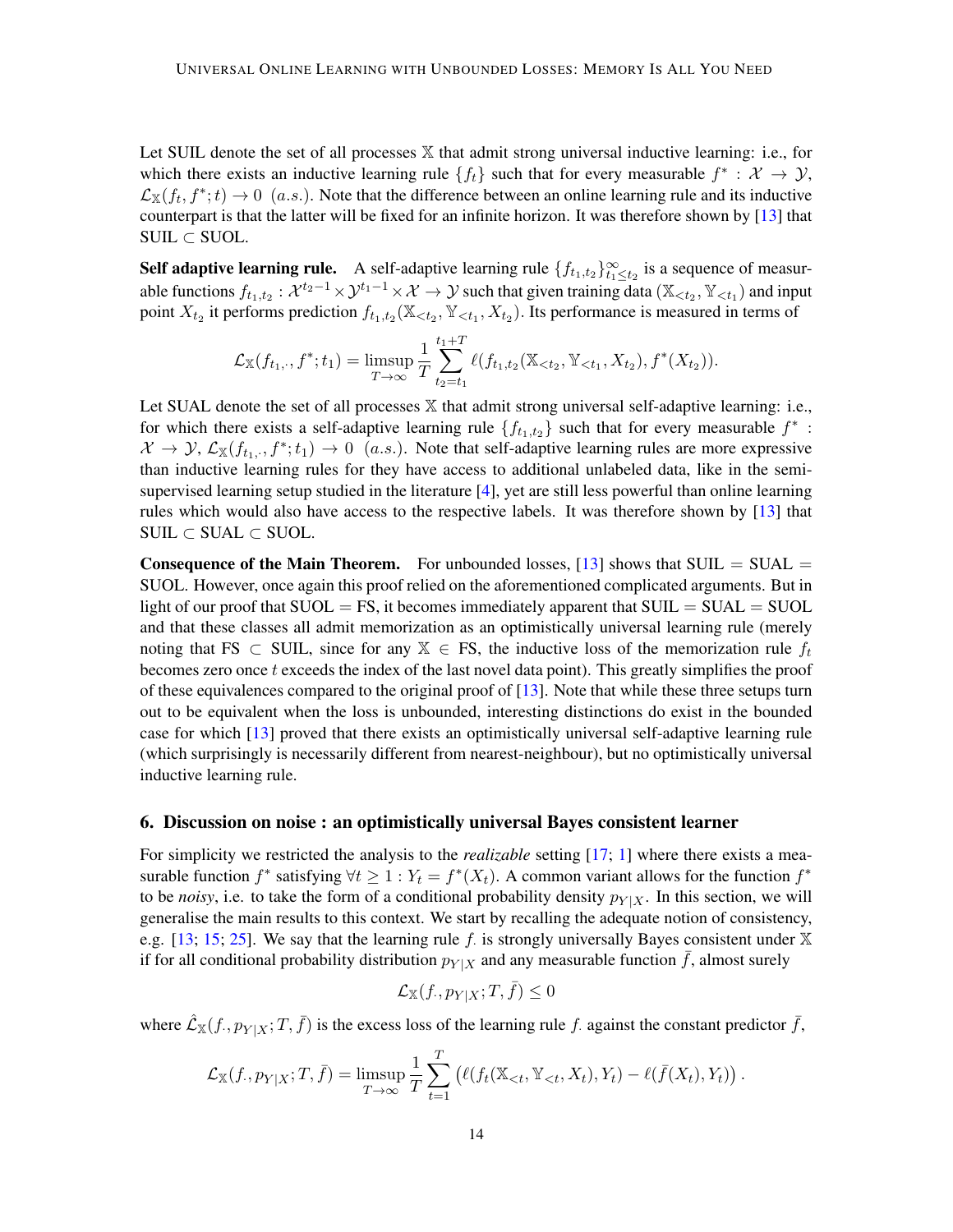Let SUIL denote the set of all processes $\mathbb{X}$ that admit strong universal inductive learning: i.e., for which there exists an inductive learning rule $\{f_t\}$ such that for every measurable $f^* : \mathcal{X} \to \mathcal{Y}$, $\mathcal{L}_{\mathbb{X}}(f_t, f^*; t) \to 0$ $(a.s.)$. Note that the difference between an online learning rule and its inductive counterpart is that the latter will be fixed for an infinite horizon. It was therefore shown by [13] that SUIL $\subset$ SUOL.

**Self adaptive learning rule.** A self-adaptive learning rule $\{f_{t_1,t_2}\}_{t_1 \le t_2}^{\infty}$ is a sequence of measurable functions $f_{t_1,t_2} : \mathcal{X}^{t_2-1} \times \mathcal{Y}^{t_1-1} \times \mathcal{X} \to \mathcal{Y}$ such that given training data $(\mathbb{X}_{<t_2}, \mathbb{Y}_{<t_1})$ and input point $X_{t_2}$ it performs prediction $f_{t_1,t_2}(\mathbb{X}_{<t_2}, \mathbb{Y}_{<t_1}, X_{t_2})$. Its performance is measured in terms of

$$\mathcal{L}_{\mathbb{X}}(f_{t_1,\cdot}, f^*; t_1) = \limsup_{T\to\infty} \frac{1}{T} \sum_{t_2=t_1}^{t_1+T} \ell(f_{t_1,t_2}(\mathbb{X}_{<t_2}, \mathbb{Y}_{<t_1}, X_{t_2}), f^*(X_{t_2})).$$

Let SUAL denote the set of all processes $\mathbb{X}$ that admit strong universal self-adaptive learning: i.e., for which there exists a self-adaptive learning rule $\{f_{t_1,t_2}\}$ such that for every measurable $f^*$ : $\mathcal{X} \to \mathcal{Y}$, $\mathcal{L}_{\mathbb{X}}(f_{t_1,\cdot}, f^*; t_1) \to 0$ $(a.s.)$. Note that self-adaptive learning rules are more expressive than inductive learning rules for they have access to additional unlabeled data, like in the semi-supervised learning setup studied in the literature [4], yet are still less powerful than online learning rules which would also have access to the respective labels. It was therefore shown by [13] that SUIL $\subset$ SUAL $\subset$ SUOL.

**Consequence of the Main Theorem.** For unbounded losses, [13] shows that SUIL $=$ SUAL $=$ SUOL. However, once again this proof relied on the aforementioned complicated arguments. But in light of our proof that SUOL $=$ FS, it becomes immediately apparent that SUIL $=$ SUAL $=$ SUOL and that these classes all admit memorization as an optimistically universal learning rule (merely noting that FS $\subset$ SUIL, since for any $\mathbb{X} \in$ FS, the inductive loss of the memorization rule $f_t$ becomes zero once $t$ exceeds the index of the last novel data point). This greatly simplifies the proof of these equivalences compared to the original proof of [13]. Note that while these three setups turn out to be equivalent when the loss is unbounded, interesting distinctions do exist in the bounded case for which [13] proved that there exists an optimistically universal self-adaptive learning rule (which surprisingly is necessarily different from nearest-neighbour), but no optimistically universal inductive learning rule.

## 6. Discussion on noise : an optimistically universal Bayes consistent learner

For simplicity we restricted the analysis to the *realizable* setting [17; 1] where there exists a measurable function $f^*$ satisfying $\forall t \ge 1 : Y_t = f^*(X_t)$. A common variant allows for the function $f^*$ to be *noisy*, i.e. to take the form of a conditional probability density $p_{Y|X}$. In this section, we will generalise the main results to this context. We start by recalling the adequate notion of consistency, e.g. [13; 15; 25]. We say that the learning rule $f_\cdot$ is strongly universally Bayes consistent under $\mathbb{X}$ if for all conditional probability distribution $p_{Y|X}$ and any measurable function $\bar{f}$, almost surely

$$\mathcal{L}_{\mathbb{X}}(f_\cdot, p_{Y|X}; T, \bar{f}) \le 0$$

where $\hat{\mathcal{L}}_{\mathbb{X}}(f_\cdot, p_{Y|X}; T, \bar{f})$ is the excess loss of the learning rule $f_\cdot$ against the constant predictor $\bar{f}$,

$$\mathcal{L}_{\mathbb{X}}(f_\cdot, p_{Y|X}; T, \bar{f}) = \limsup_{T\to\infty} \frac{1}{T} \sum_{t=1}^{T} \left( \ell(f_t(\mathbb{X}_{<t}, \mathbb{Y}_{<t}, X_t), Y_t) - \ell(\bar{f}(X_t), Y_t) \right).$$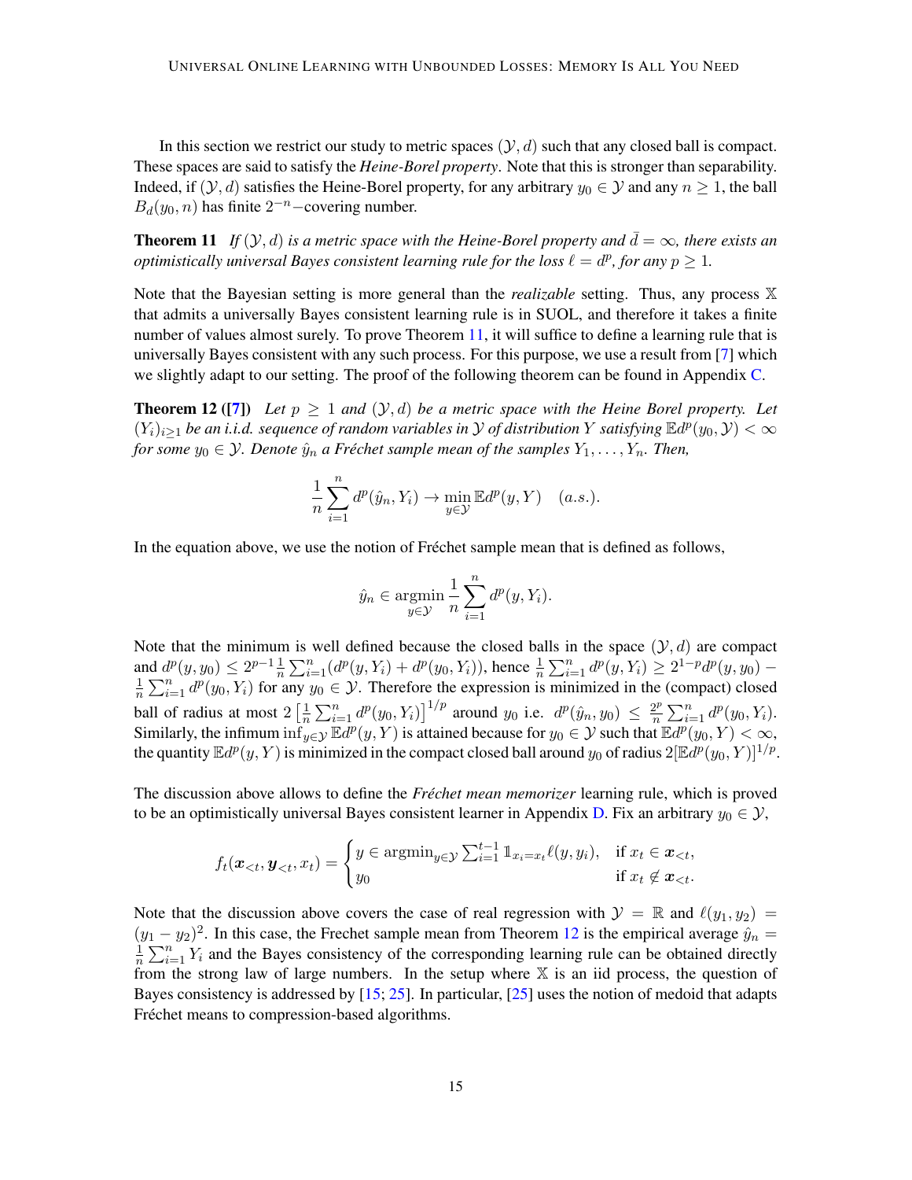In this section we restrict our study to metric spaces $(\mathcal{Y}, d)$ such that any closed ball is compact. These spaces are said to satisfy the *Heine-Borel property*. Note that this is stronger than separability. Indeed, if $(\mathcal{Y}, d)$ satisfies the Heine-Borel property, for any arbitrary $y_0 \in \mathcal{Y}$ and any $n \geq 1$, the ball $B_d(y_0, n)$ has finite $2^{-n}-$covering number.

**Theorem 11** *If $(\mathcal{Y}, d)$ is a metric space with the Heine-Borel property and $\bar{d} = \infty$, there exists an optimistically universal Bayes consistent learning rule for the loss $\ell = d^p$, for any $p \geq 1$.*

Note that the Bayesian setting is more general than the *realizable* setting. Thus, any process $\mathbb{X}$ that admits a universally Bayes consistent learning rule is in SUOL, and therefore it takes a finite number of values almost surely. To prove Theorem 11, it will suffice to define a learning rule that is universally Bayes consistent with any such process. For this purpose, we use a result from [7] which we slightly adapt to our setting. The proof of the following theorem can be found in Appendix C.

**Theorem 12 ([7])** *Let $p \geq 1$ and $(\mathcal{Y}, d)$ be a metric space with the Heine Borel property. Let $(Y_i)_{i\geq 1}$ be an i.i.d. sequence of random variables in $\mathcal{Y}$ of distribution $Y$ satisfying $\mathbb{E}d^p(y_0, \mathcal{Y}) < \infty$ for some $y_0 \in \mathcal{Y}$. Denote $\hat{y}_n$ a Fréchet sample mean of the samples $Y_1, \ldots, Y_n$. Then,*

$$\frac{1}{n}\sum_{i=1}^n d^p(\hat{y}_n, Y_i) \to \min_{y\in\mathcal{Y}} \mathbb{E}d^p(y, Y) \quad (a.s.).$$

In the equation above, we use the notion of Fréchet sample mean that is defined as follows,

$$\hat{y}_n \in \operatorname*{argmin}_{y\in\mathcal{Y}} \frac{1}{n}\sum_{i=1}^n d^p(y, Y_i).$$

Note that the minimum is well defined because the closed balls in the space $(\mathcal{Y}, d)$ are compact and $d^p(y, y_0) \leq 2^{p-1}\frac{1}{n}\sum_{i=1}^n (d^p(y, Y_i) + d^p(y_0, Y_i))$, hence $\frac{1}{n}\sum_{i=1}^n d^p(y, Y_i) \geq 2^{1-p}d^p(y, y_0) - \frac{1}{n}\sum_{i=1}^n d^p(y_0, Y_i)$ for any $y_0 \in \mathcal{Y}$. Therefore the expression is minimized in the (compact) closed ball of radius at most $2\left[\frac{1}{n}\sum_{i=1}^n d^p(y_0, Y_i)\right]^{1/p}$ around $y_0$ i.e. $d^p(\hat{y}_n, y_0) \leq \frac{2^p}{n}\sum_{i=1}^n d^p(y_0, Y_i)$. Similarly, the infimum $\inf_{y\in\mathcal{Y}} \mathbb{E}d^p(y, Y)$ is attained because for $y_0 \in \mathcal{Y}$ such that $\mathbb{E}d^p(y_0, Y) < \infty$, the quantity $\mathbb{E}d^p(y, Y)$ is minimized in the compact closed ball around $y_0$ of radius $2[\mathbb{E}d^p(y_0, Y)]^{1/p}$.

The discussion above allows to define the *Fréchet mean memorizer* learning rule, which is proved to be an optimistically universal Bayes consistent learner in Appendix D. Fix an arbitrary $y_0 \in \mathcal{Y}$,

$$f_t(\boldsymbol{x}_{<t}, \boldsymbol{y}_{<t}, x_t) = \begin{cases} y \in \operatorname{argmin}_{y\in\mathcal{Y}} \sum_{i=1}^{t-1} \mathbb{1}_{x_i = x_t}\ell(y, y_i), & \text{if } x_t \in \boldsymbol{x}_{<t}, \\ y_0 & \text{if } x_t \notin \boldsymbol{x}_{<t}. \end{cases}$$

Note that the discussion above covers the case of real regression with $\mathcal{Y} = \mathbb{R}$ and $\ell(y_1, y_2) = (y_1 - y_2)^2$. In this case, the Frechet sample mean from Theorem 12 is the empirical average $\hat{y}_n = \frac{1}{n}\sum_{i=1}^n Y_i$ and the Bayes consistency of the corresponding learning rule can be obtained directly from the strong law of large numbers. In the setup where $\mathbb{X}$ is an iid process, the question of Bayes consistency is addressed by [15; 25]. In particular, [25] uses the notion of medoid that adapts Fréchet means to compression-based algorithms.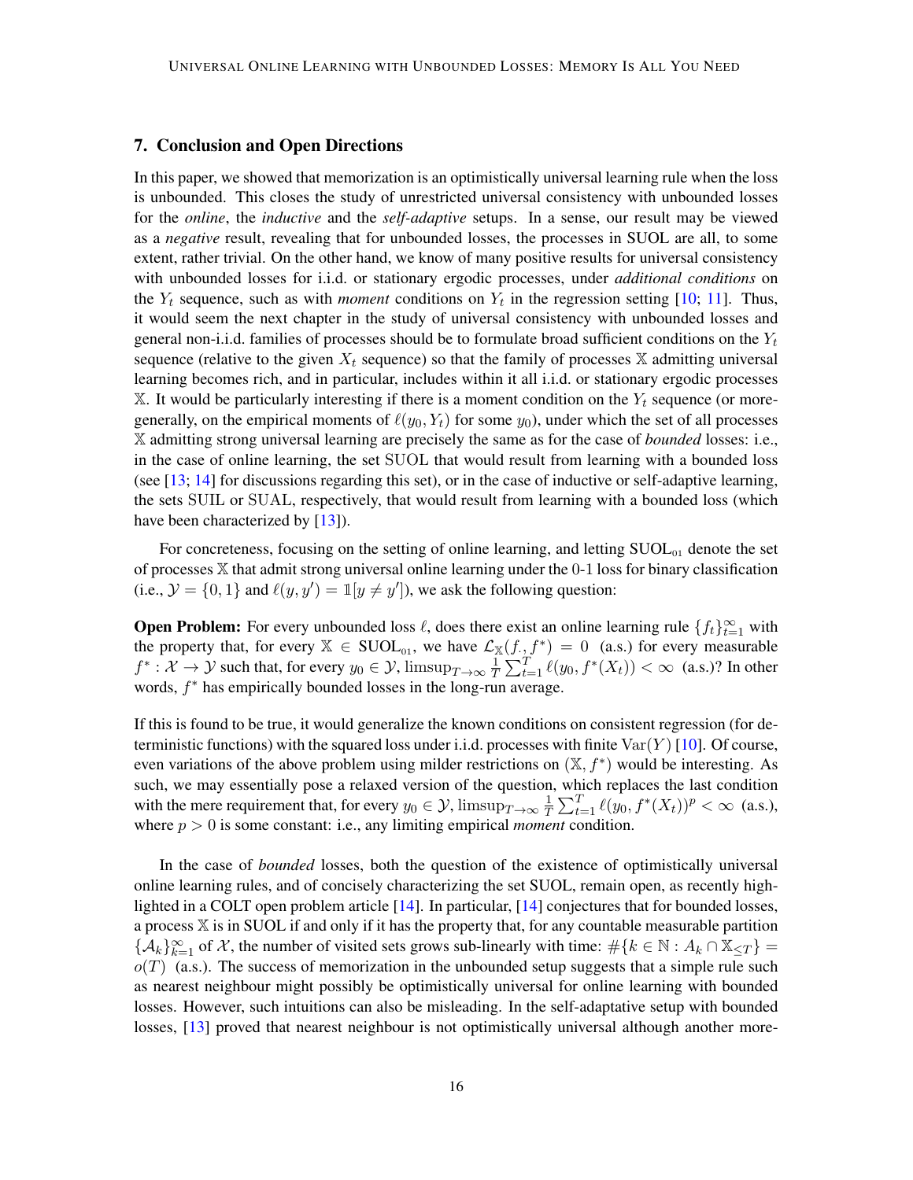## 7. Conclusion and Open Directions

In this paper, we showed that memorization is an optimistically universal learning rule when the loss is unbounded. This closes the study of unrestricted universal consistency with unbounded losses for the *online*, the *inductive* and the *self-adaptive* setups. In a sense, our result may be viewed as a *negative* result, revealing that for unbounded losses, the processes in SUOL are all, to some extent, rather trivial. On the other hand, we know of many positive results for universal consistency with unbounded losses for i.i.d. or stationary ergodic processes, under *additional conditions* on the $Y_t$ sequence, such as with *moment* conditions on $Y_t$ in the regression setting [10; 11]. Thus, it would seem the next chapter in the study of universal consistency with unbounded losses and general non-i.i.d. families of processes should be to formulate broad sufficient conditions on the $Y_t$ sequence (relative to the given $X_t$ sequence) so that the family of processes $\mathbb{X}$ admitting universal learning becomes rich, and in particular, includes within it all i.i.d. or stationary ergodic processes $\mathbb{X}$. It would be particularly interesting if there is a moment condition on the $Y_t$ sequence (or more-generally, on the empirical moments of $\ell(y_0, Y_t)$ for some $y_0$), under which the set of all processes $\mathbb{X}$ admitting strong universal learning are precisely the same as for the case of *bounded* losses: i.e., in the case of online learning, the set SUOL that would result from learning with a bounded loss (see [13; 14] for discussions regarding this set), or in the case of inductive or self-adaptive learning, the sets SUIL or SUAL, respectively, that would result from learning with a bounded loss (which have been characterized by [13]).

For concreteness, focusing on the setting of online learning, and letting $\text{SUOL}_{01}$ denote the set of processes $\mathbb{X}$ that admit strong universal online learning under the 0-1 loss for binary classification (i.e., $\mathcal{Y} = \{0, 1\}$ and $\ell(y, y') = \mathbb{1}[y \neq y']$), we ask the following question:

**Open Problem:** For every unbounded loss $\ell$, does there exist an online learning rule $\{f_t\}_{t=1}^{\infty}$ with the property that, for every $\mathbb{X} \in \text{SUOL}_{01}$, we have $\mathcal{L}_{\mathbb{X}}(f_\cdot, f^*) = 0$ (a.s.) for every measurable $f^* : \mathcal{X} \to \mathcal{Y}$ such that, for every $y_0 \in \mathcal{Y}$, $\limsup_{T \to \infty} \frac{1}{T} \sum_{t=1}^{T} \ell(y_0, f^*(X_t)) < \infty$ (a.s.)? In other words, $f^*$ has empirically bounded losses in the long-run average.

If this is found to be true, it would generalize the known conditions on consistent regression (for deterministic functions) with the squared loss under i.i.d. processes with finite $\text{Var}(Y)$ [10]. Of course, even variations of the above problem using milder restrictions on $(\mathbb{X}, f^*)$ would be interesting. As such, we may essentially pose a relaxed version of the question, which replaces the last condition with the mere requirement that, for every $y_0 \in \mathcal{Y}$, $\limsup_{T \to \infty} \frac{1}{T} \sum_{t=1}^{T} \ell(y_0, f^*(X_t))^p < \infty$ (a.s.), where $p > 0$ is some constant: i.e., any limiting empirical *moment* condition.

In the case of *bounded* losses, both the question of the existence of optimistically universal online learning rules, and of concisely characterizing the set SUOL, remain open, as recently highlighted in a COLT open problem article [14]. In particular, [14] conjectures that for bounded losses, a process $\mathbb{X}$ is in SUOL if and only if it has the property that, for any countable measurable partition $\{\mathcal{A}_k\}_{k=1}^{\infty}$ of $\mathcal{X}$, the number of visited sets grows sub-linearly with time: $\#\{k \in \mathbb{N} : A_k \cap \mathbb{X}_{\leq T}\} = o(T)$ (a.s.). The success of memorization in the unbounded setup suggests that a simple rule such as nearest neighbour might possibly be optimistically universal for online learning with bounded losses. However, such intuitions can also be misleading. In the self-adaptative setup with bounded losses, [13] proved that nearest neighbour is not optimistically universal although another more-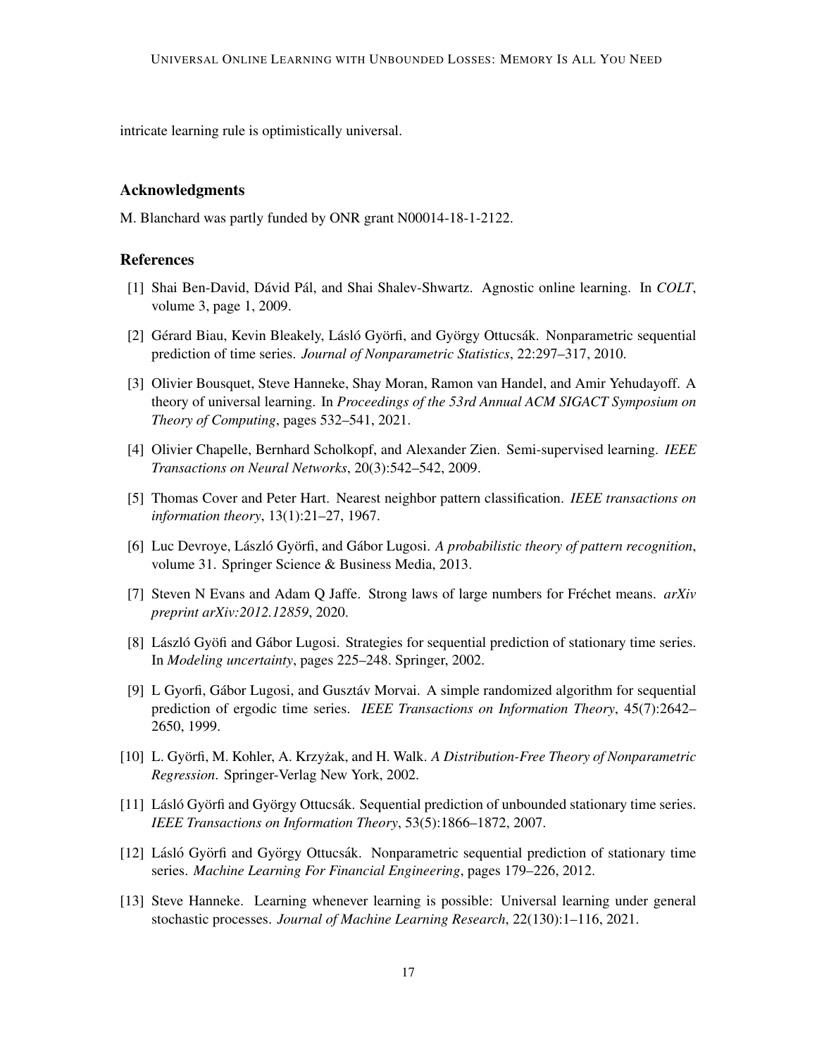intricate learning rule is optimistically universal.

## Acknowledgments

M. Blanchard was partly funded by ONR grant N00014-18-1-2122.

## References

[1] Shai Ben-David, Dávid Pál, and Shai Shalev-Shwartz. Agnostic online learning. In *COLT*, volume 3, page 1, 2009.

[2] Gérard Biau, Kevin Bleakely, Lásló Györfi, and György Ottucsák. Nonparametric sequential prediction of time series. *Journal of Nonparametric Statistics*, 22:297–317, 2010.

[3] Olivier Bousquet, Steve Hanneke, Shay Moran, Ramon van Handel, and Amir Yehudayoff. A theory of universal learning. In *Proceedings of the 53rd Annual ACM SIGACT Symposium on Theory of Computing*, pages 532–541, 2021.

[4] Olivier Chapelle, Bernhard Scholkopf, and Alexander Zien. Semi-supervised learning. *IEEE Transactions on Neural Networks*, 20(3):542–542, 2009.

[5] Thomas Cover and Peter Hart. Nearest neighbor pattern classification. *IEEE transactions on information theory*, 13(1):21–27, 1967.

[6] Luc Devroye, László Györfi, and Gábor Lugosi. *A probabilistic theory of pattern recognition*, volume 31. Springer Science & Business Media, 2013.

[7] Steven N Evans and Adam Q Jaffe. Strong laws of large numbers for Fréchet means. *arXiv preprint arXiv:2012.12859*, 2020.

[8] László Gyöfi and Gábor Lugosi. Strategies for sequential prediction of stationary time series. In *Modeling uncertainty*, pages 225–248. Springer, 2002.

[9] L Gyorfi, Gábor Lugosi, and Gusztáv Morvai. A simple randomized algorithm for sequential prediction of ergodic time series. *IEEE Transactions on Information Theory*, 45(7):2642–2650, 1999.

[10] L. Györfi, M. Kohler, A. Krzyżak, and H. Walk. *A Distribution-Free Theory of Nonparametric Regression*. Springer-Verlag New York, 2002.

[11] Lásló Györfi and György Ottucsák. Sequential prediction of unbounded stationary time series. *IEEE Transactions on Information Theory*, 53(5):1866–1872, 2007.

[12] Lásló Györfi and György Ottucsák. Nonparametric sequential prediction of stationary time series. *Machine Learning For Financial Engineering*, pages 179–226, 2012.

[13] Steve Hanneke. Learning whenever learning is possible: Universal learning under general stochastic processes. *Journal of Machine Learning Research*, 22(130):1–116, 2021.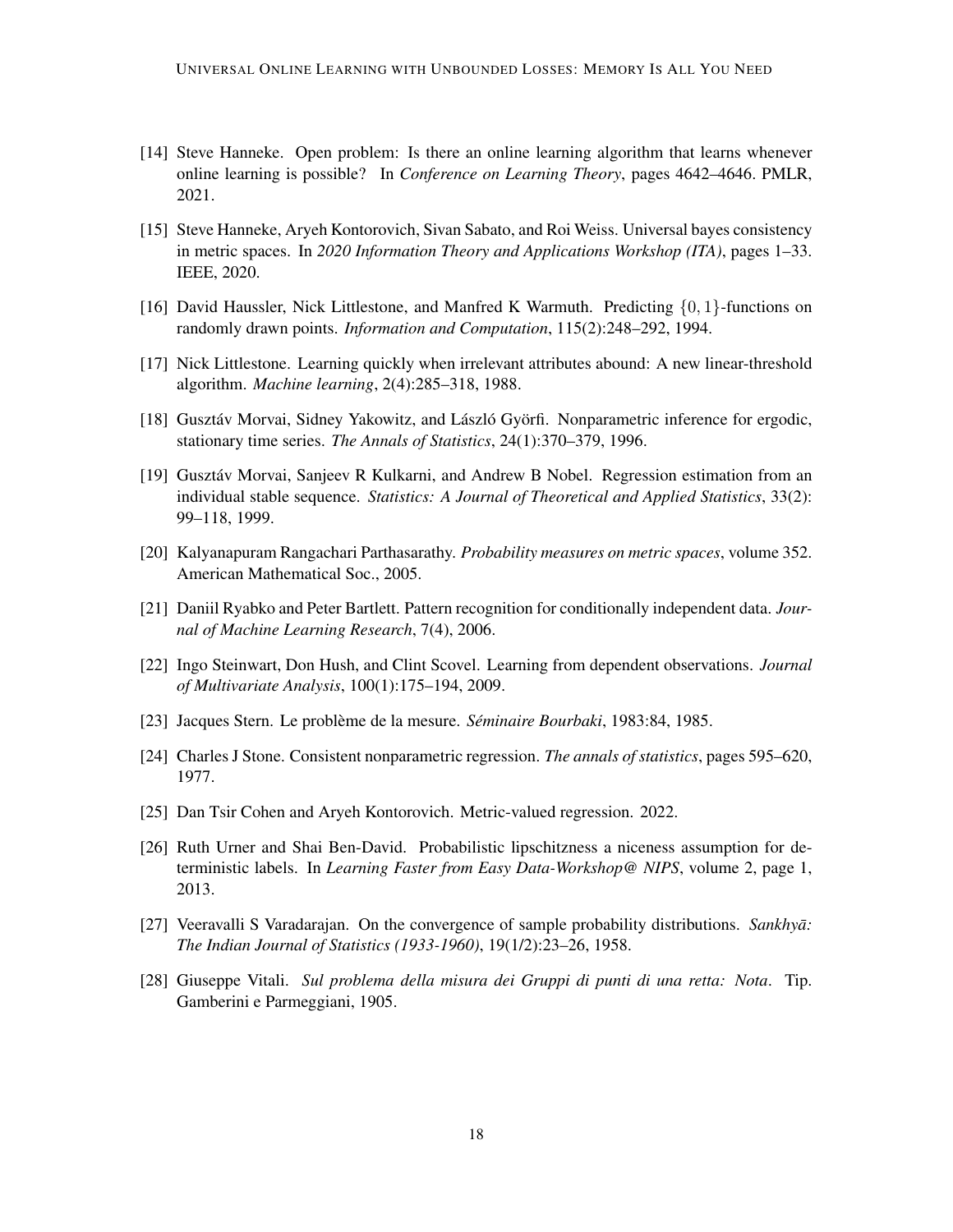[14] Steve Hanneke. Open problem: Is there an online learning algorithm that learns whenever online learning is possible? In *Conference on Learning Theory*, pages 4642–4646. PMLR, 2021.

[15] Steve Hanneke, Aryeh Kontorovich, Sivan Sabato, and Roi Weiss. Universal bayes consistency in metric spaces. In *2020 Information Theory and Applications Workshop (ITA)*, pages 1–33. IEEE, 2020.

[16] David Haussler, Nick Littlestone, and Manfred K Warmuth. Predicting $\{0, 1\}$-functions on randomly drawn points. *Information and Computation*, 115(2):248–292, 1994.

[17] Nick Littlestone. Learning quickly when irrelevant attributes abound: A new linear-threshold algorithm. *Machine learning*, 2(4):285–318, 1988.

[18] Gusztáv Morvai, Sidney Yakowitz, and László Györfi. Nonparametric inference for ergodic, stationary time series. *The Annals of Statistics*, 24(1):370–379, 1996.

[19] Gusztáv Morvai, Sanjeev R Kulkarni, and Andrew B Nobel. Regression estimation from an individual stable sequence. *Statistics: A Journal of Theoretical and Applied Statistics*, 33(2): 99–118, 1999.

[20] Kalyanapuram Rangachari Parthasarathy. *Probability measures on metric spaces*, volume 352. American Mathematical Soc., 2005.

[21] Daniil Ryabko and Peter Bartlett. Pattern recognition for conditionally independent data. *Journal of Machine Learning Research*, 7(4), 2006.

[22] Ingo Steinwart, Don Hush, and Clint Scovel. Learning from dependent observations. *Journal of Multivariate Analysis*, 100(1):175–194, 2009.

[23] Jacques Stern. Le problème de la mesure. *Séminaire Bourbaki*, 1983:84, 1985.

[24] Charles J Stone. Consistent nonparametric regression. *The annals of statistics*, pages 595–620, 1977.

[25] Dan Tsir Cohen and Aryeh Kontorovich. Metric-valued regression. 2022.

[26] Ruth Urner and Shai Ben-David. Probabilistic lipschitzness a niceness assumption for deterministic labels. In *Learning Faster from Easy Data-Workshop@ NIPS*, volume 2, page 1, 2013.

[27] Veeravalli S Varadarajan. On the convergence of sample probability distributions. *Sankhyā: The Indian Journal of Statistics (1933-1960)*, 19(1/2):23–26, 1958.

[28] Giuseppe Vitali. *Sul problema della misura dei Gruppi di punti di una retta: Nota*. Tip. Gamberini e Parmeggiani, 1905.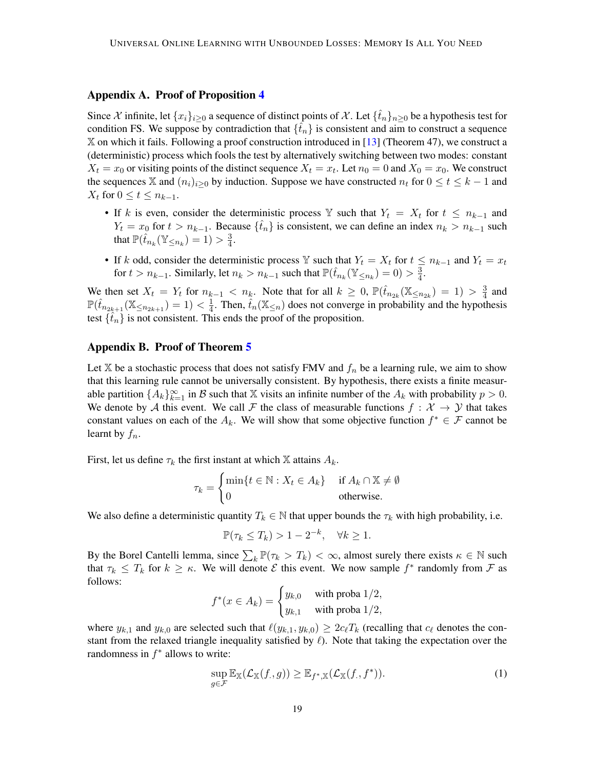## Appendix A. Proof of Proposition 4

Since $\mathcal{X}$ infinite, let $\{x_i\}_{i\geq 0}$ a sequence of distinct points of $\mathcal{X}$. Let $\{\hat{t}_n\}_{n\geq 0}$ be a hypothesis test for condition FS. We suppose by contradiction that $\{\hat{t}_n\}$ is consistent and aim to construct a sequence $\mathbb{X}$ on which it fails. Following a proof construction introduced in [13] (Theorem 47), we construct a (deterministic) process which fools the test by alternatively switching between two modes: constant $X_t = x_0$ or visiting points of the distinct sequence $X_t = x_t$. Let $n_0 = 0$ and $X_0 = x_0$. We construct the sequences $\mathbb{X}$ and $(n_i)_{i\geq 0}$ by induction. Suppose we have constructed $n_t$ for $0 \leq t \leq k-1$ and $X_t$ for $0 \leq t \leq n_{k-1}$.

- If $k$ is even, consider the deterministic process $\mathbb{Y}$ such that $Y_t = X_t$ for $t \leq n_{k-1}$ and $Y_t = x_0$ for $t > n_{k-1}$. Because $\{\hat{t}_n\}$ is consistent, we can define an index $n_k > n_{k-1}$ such that $\mathbb{P}(\hat{t}_{n_k}(\mathbb{Y}_{\leq n_k}) = 1) > \frac{3}{4}$.
- If $k$ odd, consider the deterministic process $\mathbb{Y}$ such that $Y_t = X_t$ for $t \leq n_{k-1}$ and $Y_t = x_t$ for $t > n_{k-1}$. Similarly, let $n_k > n_{k-1}$ such that $\mathbb{P}(\hat{t}_{n_k}(\mathbb{Y}_{\leq n_k}) = 0) > \frac{3}{4}$.

We then set $X_t = Y_t$ for $n_{k-1} < n_k$. Note that for all $k \geq 0$, $\mathbb{P}(\hat{t}_{n_{2k}}(\mathbb{X}_{\leq n_{2k}}) = 1) > \frac{3}{4}$ and $\mathbb{P}(\hat{t}_{n_{2k+1}}(\mathbb{X}_{\leq n_{2k+1}}) = 1) < \frac{1}{4}$. Then, $\hat{t}_n(\mathbb{X}_{\leq n})$ does not converge in probability and the hypothesis test $\{\hat{t}_n\}$ is not consistent. This ends the proof of the proposition.

## Appendix B. Proof of Theorem 5

Let $\mathbb{X}$ be a stochastic process that does not satisfy FMV and $f_n$ be a learning rule, we aim to show that this learning rule cannot be universally consistent. By hypothesis, there exists a finite measurable partition $\{A_k\}_{k=1}^{\infty}$ in $\mathcal{B}$ such that $\mathbb{X}$ visits an infinite number of the $A_k$ with probability $p > 0$. We denote by $\mathcal{A}$ this event. We call $\mathcal{F}$ the class of measurable functions $f : \mathcal{X} \to \mathcal{Y}$ that takes constant values on each of the $A_k$. We will show that some objective function $f^* \in \mathcal{F}$ cannot be learnt by $f_n$.

First, let us define $\tau_k$ the first instant at which $\mathbb{X}$ attains $A_k$.

$$
\tau_k = \begin{cases} \min\{t \in \mathbb{N} : X_t \in A_k\} & \text{if } A_k \cap \mathbb{X} \neq \emptyset \\ 0 & \text{otherwise.} \end{cases}
$$

We also define a deterministic quantity $T_k \in \mathbb{N}$ that upper bounds the $\tau_k$ with high probability, i.e.

$$
\mathbb{P}(\tau_k \leq T_k) > 1 - 2^{-k}, \quad \forall k \geq 1.
$$

By the Borel Cantelli lemma, since $\sum_k \mathbb{P}(\tau_k > T_k) < \infty$, almost surely there exists $\kappa \in \mathbb{N}$ such that $\tau_k \leq T_k$ for $k \geq \kappa$. We will denote $\mathcal{E}$ this event. We now sample $f^*$ randomly from $\mathcal{F}$ as follows:

$$
f^*(x \in A_k) = \begin{cases} y_{k,0} & \text{with proba } 1/2, \\ y_{k,1} & \text{with proba } 1/2, \end{cases}
$$

where $y_{k,1}$ and $y_{k,0}$ are selected such that $\ell(y_{k,1}, y_{k,0}) \geq 2c_\ell T_k$ (recalling that $c_\ell$ denotes the constant from the relaxed triangle inequality satisfied by $\ell$). Note that taking the expectation over the randomness in $f^*$ allows to write:

$$
\sup_{g\in\mathcal{F}} \mathbb{E}_{\mathbb{X}}(\mathcal{L}_{\mathbb{X}}(f_\cdot, g)) \geq \mathbb{E}_{f^*,\mathbb{X}}(\mathcal{L}_{\mathbb{X}}(f_\cdot, f^*)). \tag{1}
$$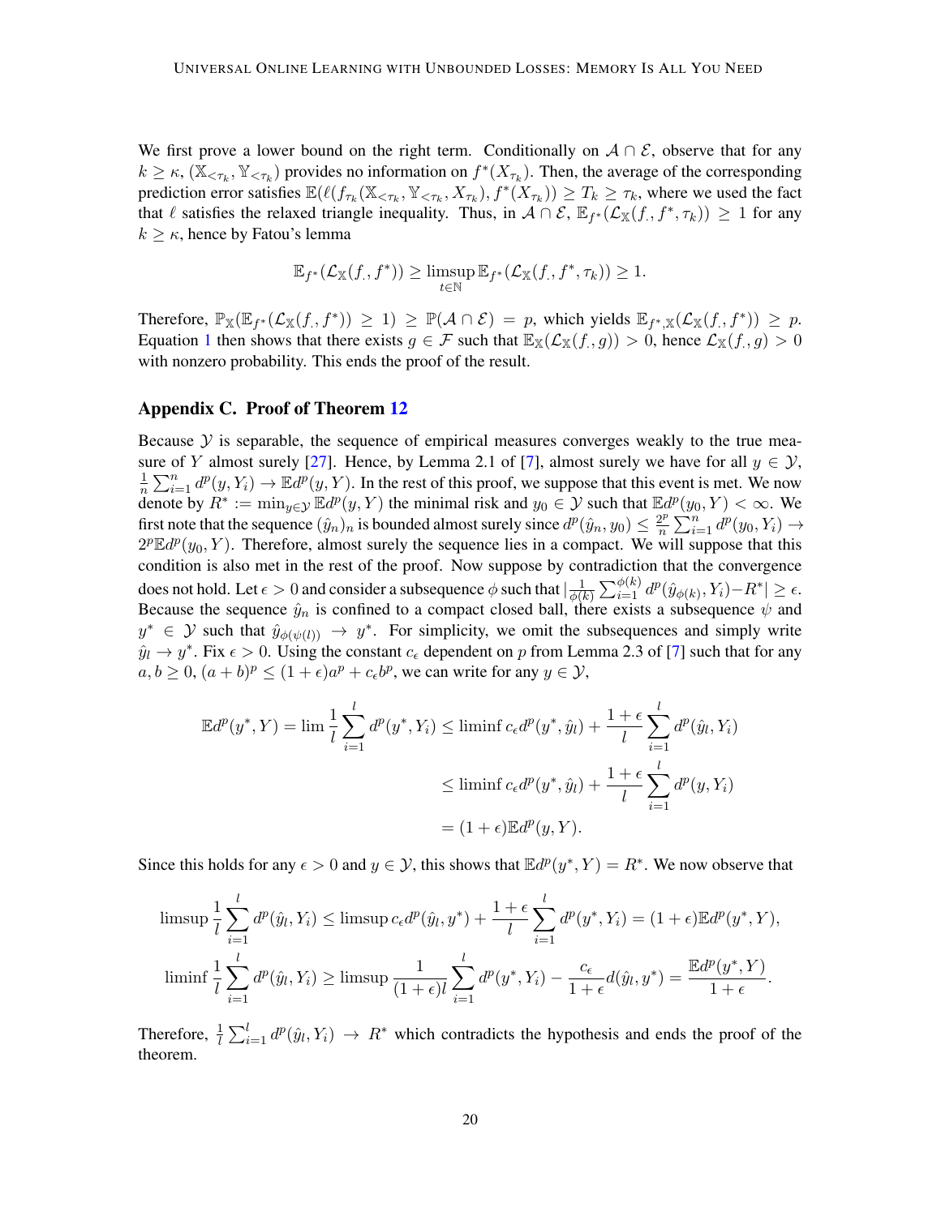We first prove a lower bound on the right term. Conditionally on $\mathcal{A} \cap \mathcal{E}$, observe that for any $k \geq \kappa$, $(\mathbb{X}_{<\tau_k}, \mathbb{Y}_{<\tau_k})$ provides no information on $f^*(X_{\tau_k})$. Then, the average of the corresponding prediction error satisfies $\mathbb{E}(\ell(f_{\tau_k}(\mathbb{X}_{<\tau_k}, \mathbb{Y}_{<\tau_k}, X_{\tau_k}), f^*(X_{\tau_k})) \geq T_k \geq \tau_k$, where we used the fact that $\ell$ satisfies the relaxed triangle inequality. Thus, in $\mathcal{A} \cap \mathcal{E}$, $\mathbb{E}_{f^*}(\mathcal{L}_{\mathbb{X}}(f_\cdot, f^*, \tau_k)) \geq 1$ for any $k \geq \kappa$, hence by Fatou's lemma

$$\mathbb{E}_{f^*}(\mathcal{L}_{\mathbb{X}}(f_\cdot, f^*)) \geq \limsup_{t \in \mathbb{N}} \mathbb{E}_{f^*}(\mathcal{L}_{\mathbb{X}}(f_\cdot, f^*, \tau_k)) \geq 1.$$

Therefore, $\mathbb{P}_{\mathbb{X}}(\mathbb{E}_{f^*}(\mathcal{L}_{\mathbb{X}}(f_\cdot, f^*)) \geq 1) \geq \mathbb{P}(\mathcal{A} \cap \mathcal{E}) = p$, which yields $\mathbb{E}_{f^*, \mathbb{X}}(\mathcal{L}_{\mathbb{X}}(f_\cdot, f^*)) \geq p$. Equation 1 then shows that there exists $g \in \mathcal{F}$ such that $\mathbb{E}_{\mathbb{X}}(\mathcal{L}_{\mathbb{X}}(f_\cdot, g)) > 0$, hence $\mathcal{L}_{\mathbb{X}}(f_\cdot, g) > 0$ with nonzero probability. This ends the proof of the result.

## Appendix C. Proof of Theorem 12

Because $\mathcal{Y}$ is separable, the sequence of empirical measures converges weakly to the true measure of $Y$ almost surely [27]. Hence, by Lemma 2.1 of [7], almost surely we have for all $y \in \mathcal{Y}$, $\frac{1}{n}\sum_{i=1}^n d^p(y, Y_i) \to \mathbb{E}d^p(y, Y)$. In the rest of this proof, we suppose that this event is met. We now denote by $R^* := \min_{y \in \mathcal{Y}} \mathbb{E}d^p(y, Y)$ the minimal risk and $y_0 \in \mathcal{Y}$ such that $\mathbb{E}d^p(y_0, Y) < \infty$. We first note that the sequence $(\hat{y}_n)_n$ is bounded almost surely since $d^p(\hat{y}_n, y_0) \leq \frac{2^p}{n}\sum_{i=1}^n d^p(y_0, Y_i) \to 2^p \mathbb{E}d^p(y_0, Y)$. Therefore, almost surely the sequence lies in a compact. We will suppose that this condition is also met in the rest of the proof. Now suppose by contradiction that the convergence does not hold. Let $\epsilon > 0$ and consider a subsequence $\phi$ such that $|\frac{1}{\phi(k)}\sum_{i=1}^{\phi(k)} d^p(\hat{y}_{\phi(k)}, Y_i) - R^*| \geq \epsilon$. Because the sequence $\hat{y}_n$ is confined to a compact closed ball, there exists a subsequence $\psi$ and $y^* \in \mathcal{Y}$ such that $\hat{y}_{\phi(\psi(l))} \to y^*$. For simplicity, we omit the subsequences and simply write $\hat{y}_l \to y^*$. Fix $\epsilon > 0$. Using the constant $c_\epsilon$ dependent on $p$ from Lemma 2.3 of [7] such that for any $a, b \geq 0$, $(a+b)^p \leq (1+\epsilon)a^p + c_\epsilon b^p$, we can write for any $y \in \mathcal{Y}$,

$$\begin{aligned}
\mathbb{E}d^p(y^*, Y) = \lim \frac{1}{l}\sum_{i=1}^l d^p(y^*, Y_i) &\leq \liminf c_\epsilon d^p(y^*, \hat{y}_l) + \frac{1+\epsilon}{l}\sum_{i=1}^l d^p(\hat{y}_l, Y_i) \\
&\leq \liminf c_\epsilon d^p(y^*, \hat{y}_l) + \frac{1+\epsilon}{l}\sum_{i=1}^l d^p(y, Y_i) \\
&= (1+\epsilon)\mathbb{E}d^p(y, Y).
\end{aligned}$$

Since this holds for any $\epsilon > 0$ and $y \in \mathcal{Y}$, this shows that $\mathbb{E}d^p(y^*, Y) = R^*$. We now observe that

$$\limsup \frac{1}{l}\sum_{i=1}^l d^p(\hat{y}_l, Y_i) \leq \limsup c_\epsilon d^p(\hat{y}_l, y^*) + \frac{1+\epsilon}{l}\sum_{i=1}^l d^p(y^*, Y_i) = (1+\epsilon)\mathbb{E}d^p(y^*, Y),$$

$$\liminf \frac{1}{l}\sum_{i=1}^l d^p(\hat{y}_l, Y_i) \geq \limsup \frac{1}{(1+\epsilon)l}\sum_{i=1}^l d^p(y^*, Y_i) - \frac{c_\epsilon}{1+\epsilon}d(\hat{y}_l, y^*) = \frac{\mathbb{E}d^p(y^*, Y)}{1+\epsilon}.$$

Therefore, $\frac{1}{l}\sum_{i=1}^l d^p(\hat{y}_l, Y_i) \to R^*$ which contradicts the hypothesis and ends the proof of the theorem.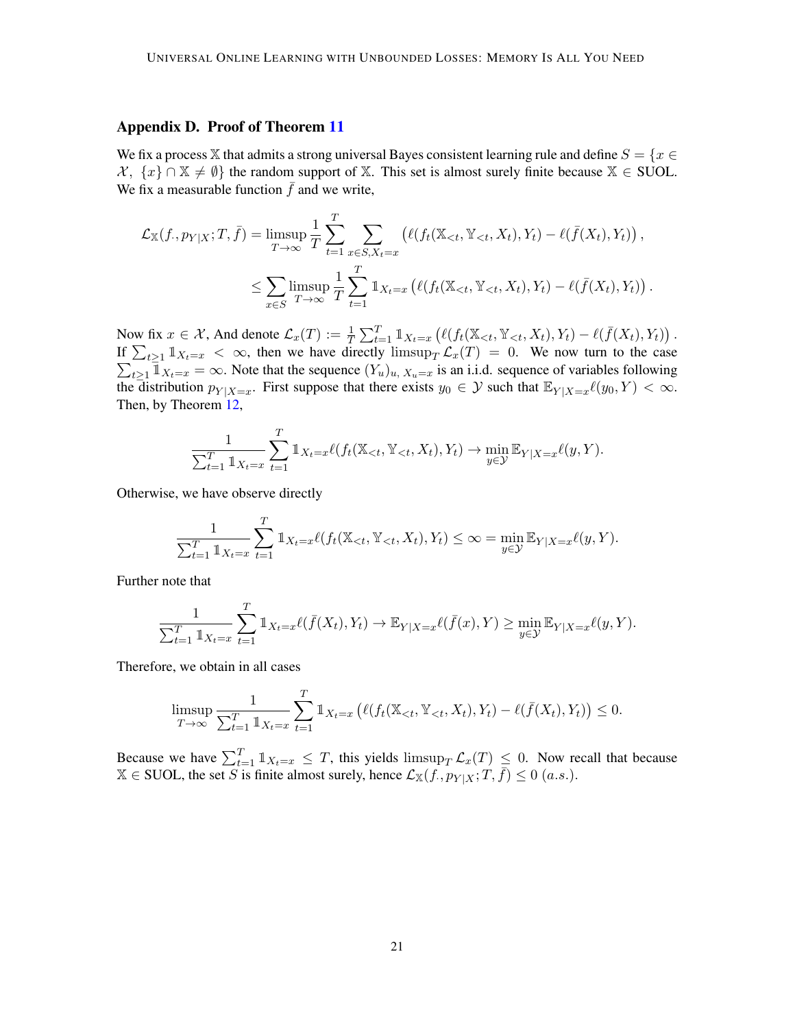## Appendix D. Proof of Theorem 11

We fix a process $\mathbb{X}$ that admits a strong universal Bayes consistent learning rule and define $S = \{x \in \mathcal{X},\ \{x\} \cap \mathbb{X} \neq \emptyset\}$ the random support of $\mathbb{X}$. This set is almost surely finite because $\mathbb{X} \in$ SUOL. We fix a measurable function $\bar{f}$ and we write,

$$
\begin{aligned}
\mathcal{L}_{\mathbb{X}}(f_\cdot, p_{Y|X}; T, \bar{f}) &= \limsup_{T\to\infty} \frac{1}{T} \sum_{t=1}^{T} \sum_{x \in S, X_t = x} \left(\ell(f_t(\mathbb{X}_{<t}, \mathbb{Y}_{<t}, X_t), Y_t) - \ell(\bar{f}(X_t), Y_t)\right), \\
&\leq \sum_{x \in S} \limsup_{T\to\infty} \frac{1}{T} \sum_{t=1}^{T} \mathbb{1}_{X_t = x} \left(\ell(f_t(\mathbb{X}_{<t}, \mathbb{Y}_{<t}, X_t), Y_t) - \ell(\bar{f}(X_t), Y_t)\right).
\end{aligned}
$$

Now fix $x \in \mathcal{X}$, And denote $\mathcal{L}_x(T) := \frac{1}{T}\sum_{t=1}^{T} \mathbb{1}_{X_t = x} \left(\ell(f_t(\mathbb{X}_{<t}, \mathbb{Y}_{<t}, X_t), Y_t) - \ell(\bar{f}(X_t), Y_t)\right)$. If $\sum_{t \geq 1} \mathbb{1}_{X_t = x} < \infty$, then we have directly $\limsup_T \mathcal{L}_x(T) = 0$. We now turn to the case $\sum_{t\geq 1} \mathbb{1}_{X_t = x} = \infty$. Note that the sequence $(Y_u)_{u,\ X_u = x}$ is an i.i.d. sequence of variables following the distribution $p_{Y|X=x}$. First suppose that there exists $y_0 \in \mathcal{Y}$ such that $\mathbb{E}_{Y|X=x}\ell(y_0, Y) < \infty$. Then, by Theorem 12,

$$
\frac{1}{\sum_{t=1}^{T} \mathbb{1}_{X_t = x}} \sum_{t=1}^{T} \mathbb{1}_{X_t = x} \ell(f_t(\mathbb{X}_{<t}, \mathbb{Y}_{<t}, X_t), Y_t) \to \min_{y \in \mathcal{Y}} \mathbb{E}_{Y|X=x} \ell(y, Y).
$$

Otherwise, we have observe directly

$$
\frac{1}{\sum_{t=1}^{T} \mathbb{1}_{X_t = x}} \sum_{t=1}^{T} \mathbb{1}_{X_t = x} \ell(f_t(\mathbb{X}_{<t}, \mathbb{Y}_{<t}, X_t), Y_t) \leq \infty = \min_{y \in \mathcal{Y}} \mathbb{E}_{Y|X=x} \ell(y, Y).
$$

Further note that

$$
\frac{1}{\sum_{t=1}^{T} \mathbb{1}_{X_t = x}} \sum_{t=1}^{T} \mathbb{1}_{X_t = x} \ell(\bar{f}(X_t), Y_t) \to \mathbb{E}_{Y|X=x} \ell(\bar{f}(x), Y) \geq \min_{y \in \mathcal{Y}} \mathbb{E}_{Y|X=x} \ell(y, Y).
$$

Therefore, we obtain in all cases

$$
\limsup_{T\to\infty} \frac{1}{\sum_{t=1}^{T} \mathbb{1}_{X_t = x}} \sum_{t=1}^{T} \mathbb{1}_{X_t = x} \left(\ell(f_t(\mathbb{X}_{<t}, \mathbb{Y}_{<t}, X_t), Y_t) - \ell(\bar{f}(X_t), Y_t)\right) \leq 0.
$$

Because we have $\sum_{t=1}^{T} \mathbb{1}_{X_t = x} \leq T$, this yields $\limsup_T \mathcal{L}_x(T) \leq 0$. Now recall that because $\mathbb{X} \in$ SUOL, the set $S$ is finite almost surely, hence $\mathcal{L}_{\mathbb{X}}(f_\cdot, p_{Y|X}; T, \bar{f}) \leq 0\ (a.s.)$.